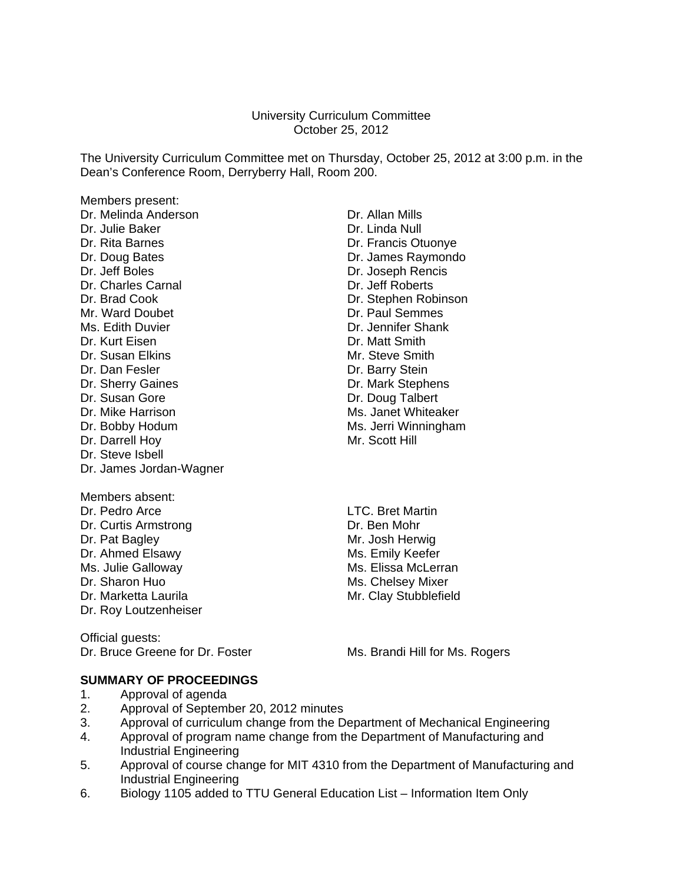University Curriculum Committee
October 25, 2012

The University Curriculum Committee met on Thursday, October 25, 2012 at 3:00 p.m. in the Dean's Conference Room, Derryberry Hall, Room 200.

Members present:

Dr. Melinda Anderson
Dr. Julie Baker
Dr. Rita Barnes
Dr. Doug Bates
Dr. Jeff Boles
Dr. Charles Carnal
Dr. Brad Cook
Mr. Ward Doubet
Ms. Edith Duvier
Dr. Kurt Eisen
Dr. Susan Elkins
Dr. Dan Fesler
Dr. Sherry Gaines
Dr. Susan Gore
Dr. Mike Harrison
Dr. Bobby Hodum
Dr. Darrell Hoy
Dr. Steve Isbell
Dr. James Jordan-Wagner
Dr. Allan Mills
Dr. Linda Null
Dr. Francis Otuonye
Dr. James Raymondo
Dr. Joseph Rencis
Dr. Jeff Roberts
Dr. Stephen Robinson
Dr. Paul Semmes
Dr. Jennifer Shank
Dr. Matt Smith
Mr. Steve Smith
Dr. Barry Stein
Dr. Mark Stephens
Dr. Doug Talbert
Ms. Janet Whiteaker
Ms. Jerri Winningham
Mr. Scott Hill

Members absent:

Dr. Pedro Arce
Dr. Curtis Armstrong
Dr. Pat Bagley
Dr. Ahmed Elsawy
Ms. Julie Galloway
Dr. Sharon Huo
Dr. Marketta Laurila
Dr. Roy Loutzenheiser
LTC. Bret Martin
Dr. Ben Mohr
Mr. Josh Herwig
Ms. Emily Keefer
Ms. Elissa McLerran
Ms. Chelsey Mixer
Mr. Clay Stubblefield

Official guests:

Dr. Bruce Greene for Dr. Foster
Ms. Brandi Hill for Ms. Rogers

**SUMMARY OF PROCEEDINGS**

1. Approval of agenda
2. Approval of September 20, 2012 minutes
3. Approval of curriculum change from the Department of Mechanical Engineering
4. Approval of program name change from the Department of Manufacturing and Industrial Engineering
5. Approval of course change for MIT 4310 from the Department of Manufacturing and Industrial Engineering
6. Biology 1105 added to TTU General Education List – Information Item Only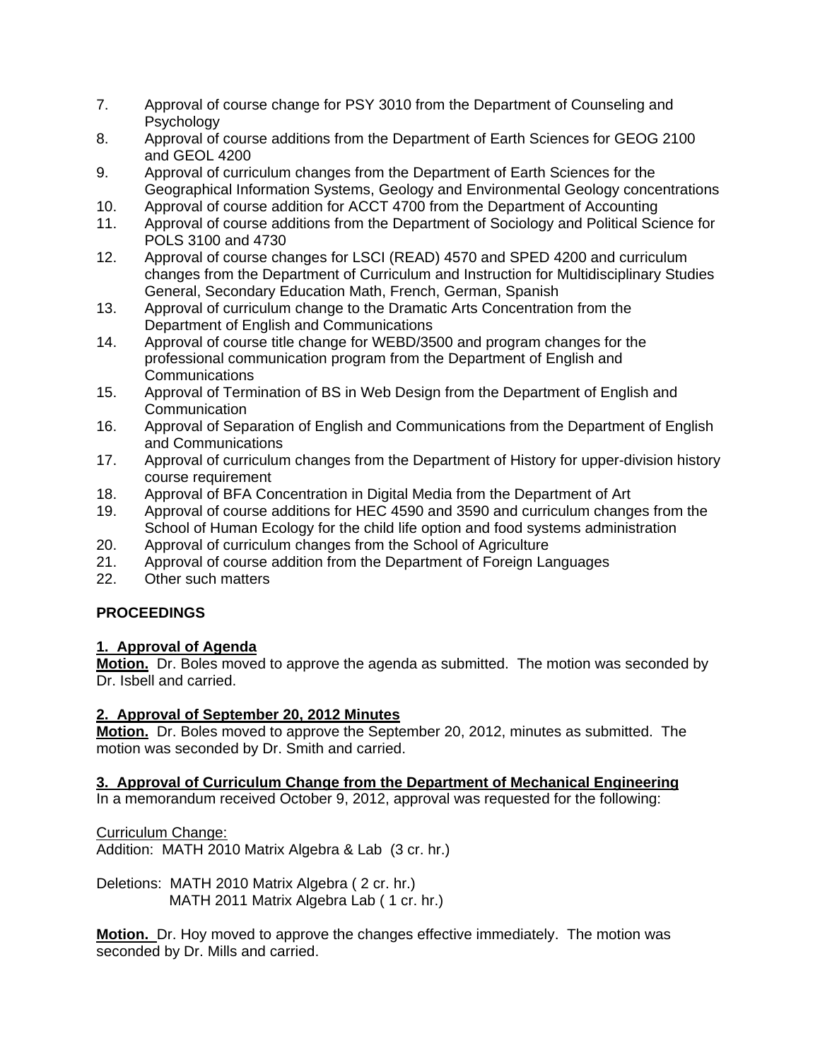7. Approval of course change for PSY 3010 from the Department of Counseling and Psychology
8. Approval of course additions from the Department of Earth Sciences for GEOG 2100 and GEOL 4200
9. Approval of curriculum changes from the Department of Earth Sciences for the Geographical Information Systems, Geology and Environmental Geology concentrations
10. Approval of course addition for ACCT 4700 from the Department of Accounting
11. Approval of course additions from the Department of Sociology and Political Science for POLS 3100 and 4730
12. Approval of course changes for LSCI (READ) 4570 and SPED 4200 and curriculum changes from the Department of Curriculum and Instruction for Multidisciplinary Studies General, Secondary Education Math, French, German, Spanish
13. Approval of curriculum change to the Dramatic Arts Concentration from the Department of English and Communications
14. Approval of course title change for WEBD/3500 and program changes for the professional communication program from the Department of English and Communications
15. Approval of Termination of BS in Web Design from the Department of English and Communication
16. Approval of Separation of English and Communications from the Department of English and Communications
17. Approval of curriculum changes from the Department of History for upper-division history course requirement
18. Approval of BFA Concentration in Digital Media from the Department of Art
19. Approval of course additions for HEC 4590 and 3590 and curriculum changes from the School of Human Ecology for the child life option and food systems administration
20. Approval of curriculum changes from the School of Agriculture
21. Approval of course addition from the Department of Foreign Languages
22. Other such matters

**PROCEEDINGS**

**1. Approval of Agenda**

**Motion.** Dr. Boles moved to approve the agenda as submitted. The motion was seconded by Dr. Isbell and carried.

**2. Approval of September 20, 2012 Minutes**

**Motion.** Dr. Boles moved to approve the September 20, 2012, minutes as submitted. The motion was seconded by Dr. Smith and carried.

**3. Approval of Curriculum Change from the Department of Mechanical Engineering**

In a memorandum received October 9, 2012, approval was requested for the following:

Curriculum Change:

Addition: MATH 2010 Matrix Algebra & Lab (3 cr. hr.)

Deletions: MATH 2010 Matrix Algebra ( 2 cr. hr.)
MATH 2011 Matrix Algebra Lab ( 1 cr. hr.)

**Motion.** Dr. Hoy moved to approve the changes effective immediately. The motion was seconded by Dr. Mills and carried.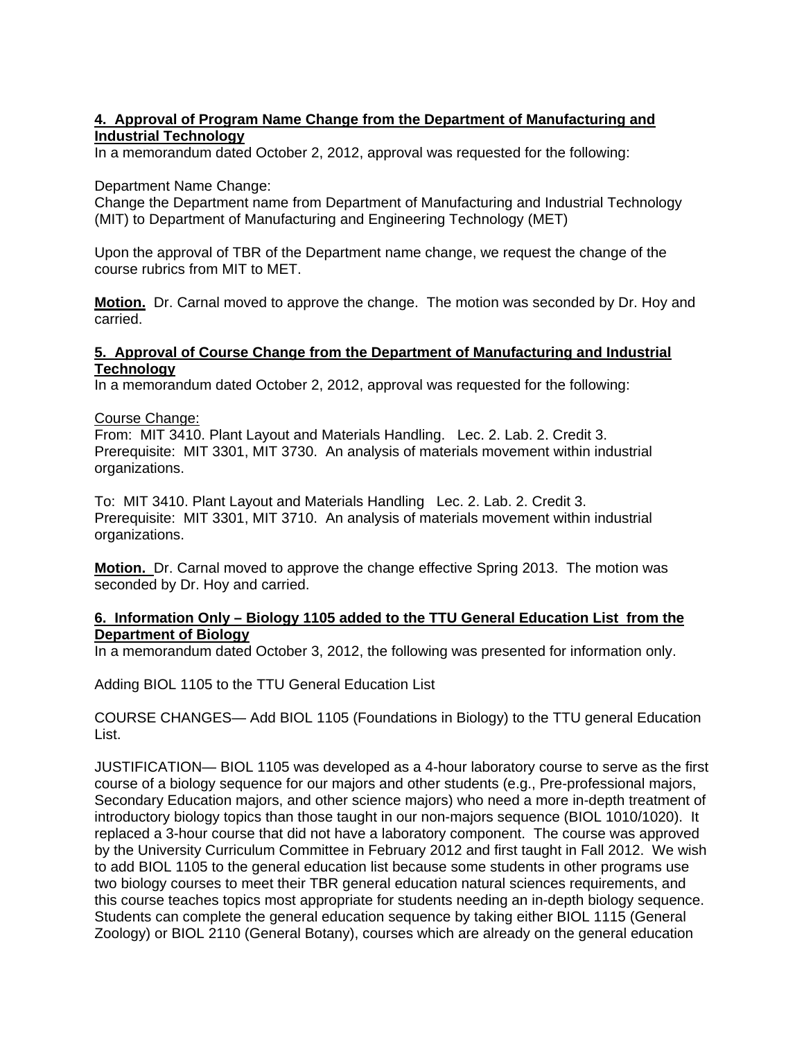**4. Approval of Program Name Change from the Department of Manufacturing and Industrial Technology**

In a memorandum dated October 2, 2012, approval was requested for the following:

Department Name Change:
Change the Department name from Department of Manufacturing and Industrial Technology (MIT) to Department of Manufacturing and Engineering Technology (MET)

Upon the approval of TBR of the Department name change, we request the change of the course rubrics from MIT to MET.

**Motion.** Dr. Carnal moved to approve the change. The motion was seconded by Dr. Hoy and carried.

**5. Approval of Course Change from the Department of Manufacturing and Industrial Technology**

In a memorandum dated October 2, 2012, approval was requested for the following:

Course Change:
From: MIT 3410. Plant Layout and Materials Handling. Lec. 2. Lab. 2. Credit 3. Prerequisite: MIT 3301, MIT 3730. An analysis of materials movement within industrial organizations.

To: MIT 3410. Plant Layout and Materials Handling Lec. 2. Lab. 2. Credit 3. Prerequisite: MIT 3301, MIT 3710. An analysis of materials movement within industrial organizations.

**Motion.** Dr. Carnal moved to approve the change effective Spring 2013. The motion was seconded by Dr. Hoy and carried.

**6. Information Only – Biology 1105 added to the TTU General Education List from the Department of Biology**

In a memorandum dated October 3, 2012, the following was presented for information only.

Adding BIOL 1105 to the TTU General Education List

COURSE CHANGES— Add BIOL 1105 (Foundations in Biology) to the TTU general Education List.

JUSTIFICATION— BIOL 1105 was developed as a 4-hour laboratory course to serve as the first course of a biology sequence for our majors and other students (e.g., Pre-professional majors, Secondary Education majors, and other science majors) who need a more in-depth treatment of introductory biology topics than those taught in our non-majors sequence (BIOL 1010/1020). It replaced a 3-hour course that did not have a laboratory component. The course was approved by the University Curriculum Committee in February 2012 and first taught in Fall 2012. We wish to add BIOL 1105 to the general education list because some students in other programs use two biology courses to meet their TBR general education natural sciences requirements, and this course teaches topics most appropriate for students needing an in-depth biology sequence. Students can complete the general education sequence by taking either BIOL 1115 (General Zoology) or BIOL 2110 (General Botany), courses which are already on the general education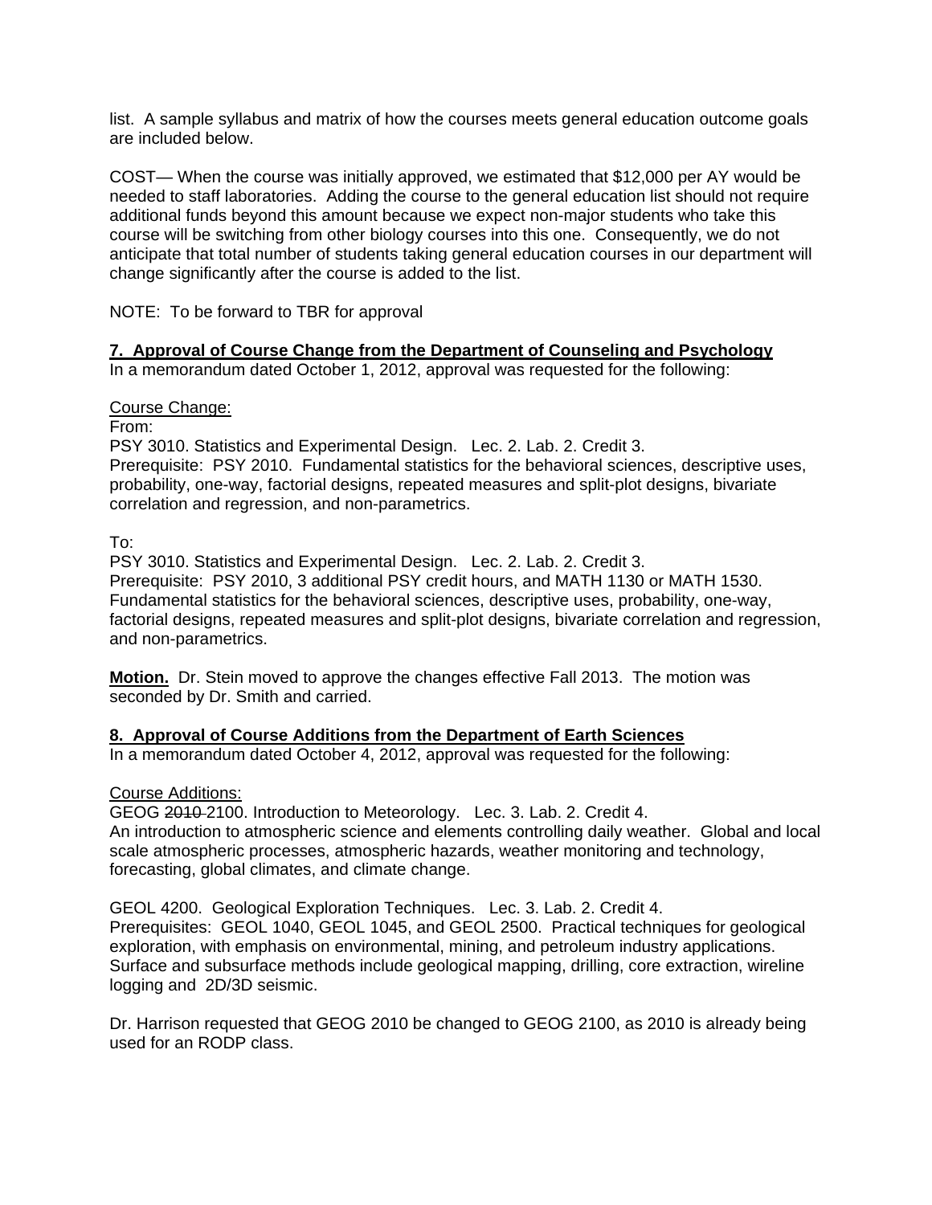list. A sample syllabus and matrix of how the courses meets general education outcome goals are included below.

COST— When the course was initially approved, we estimated that $12,000 per AY would be needed to staff laboratories. Adding the course to the general education list should not require additional funds beyond this amount because we expect non-major students who take this course will be switching from other biology courses into this one. Consequently, we do not anticipate that total number of students taking general education courses in our department will change significantly after the course is added to the list.

NOTE: To be forward to TBR for approval

**7. Approval of Course Change from the Department of Counseling and Psychology**

In a memorandum dated October 1, 2012, approval was requested for the following:

Course Change:

From:

PSY 3010. Statistics and Experimental Design. Lec. 2. Lab. 2. Credit 3.
Prerequisite: PSY 2010. Fundamental statistics for the behavioral sciences, descriptive uses, probability, one-way, factorial designs, repeated measures and split-plot designs, bivariate correlation and regression, and non-parametrics.

To:

PSY 3010. Statistics and Experimental Design. Lec. 2. Lab. 2. Credit 3.
Prerequisite: PSY 2010, 3 additional PSY credit hours, and MATH 1130 or MATH 1530. Fundamental statistics for the behavioral sciences, descriptive uses, probability, one-way, factorial designs, repeated measures and split-plot designs, bivariate correlation and regression, and non-parametrics.

**Motion.** Dr. Stein moved to approve the changes effective Fall 2013. The motion was seconded by Dr. Smith and carried.

**8. Approval of Course Additions from the Department of Earth Sciences**

In a memorandum dated October 4, 2012, approval was requested for the following:

Course Additions:

GEOG ~~2010~~ 2100. Introduction to Meteorology. Lec. 3. Lab. 2. Credit 4.
An introduction to atmospheric science and elements controlling daily weather. Global and local scale atmospheric processes, atmospheric hazards, weather monitoring and technology, forecasting, global climates, and climate change.

GEOL 4200. Geological Exploration Techniques. Lec. 3. Lab. 2. Credit 4.
Prerequisites: GEOL 1040, GEOL 1045, and GEOL 2500. Practical techniques for geological exploration, with emphasis on environmental, mining, and petroleum industry applications. Surface and subsurface methods include geological mapping, drilling, core extraction, wireline logging and 2D/3D seismic.

Dr. Harrison requested that GEOG 2010 be changed to GEOG 2100, as 2010 is already being used for an RODP class.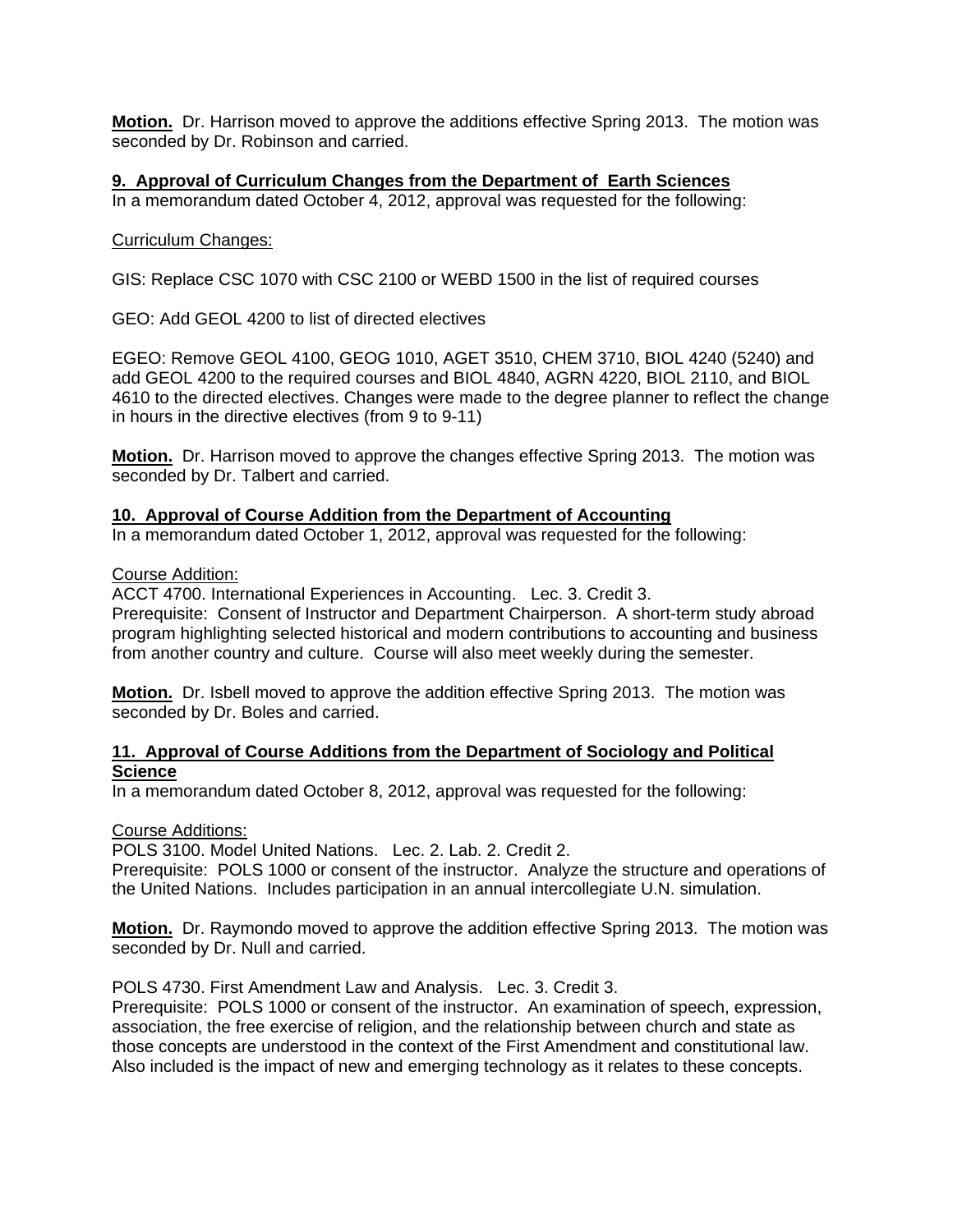**Motion.** Dr. Harrison moved to approve the additions effective Spring 2013. The motion was seconded by Dr. Robinson and carried.

## **9. Approval of Curriculum Changes from the Department of Earth Sciences**

In a memorandum dated October 4, 2012, approval was requested for the following:

Curriculum Changes:

GIS: Replace CSC 1070 with CSC 2100 or WEBD 1500 in the list of required courses

GEO: Add GEOL 4200 to list of directed electives

EGEO: Remove GEOL 4100, GEOG 1010, AGET 3510, CHEM 3710, BIOL 4240 (5240) and add GEOL 4200 to the required courses and BIOL 4840, AGRN 4220, BIOL 2110, and BIOL 4610 to the directed electives. Changes were made to the degree planner to reflect the change in hours in the directive electives (from 9 to 9-11)

**Motion.** Dr. Harrison moved to approve the changes effective Spring 2013. The motion was seconded by Dr. Talbert and carried.

## **10. Approval of Course Addition from the Department of Accounting**

In a memorandum dated October 1, 2012, approval was requested for the following:

Course Addition:
ACCT 4700. International Experiences in Accounting. Lec. 3. Credit 3.
Prerequisite: Consent of Instructor and Department Chairperson. A short-term study abroad program highlighting selected historical and modern contributions to accounting and business from another country and culture. Course will also meet weekly during the semester.

**Motion.** Dr. Isbell moved to approve the addition effective Spring 2013. The motion was seconded by Dr. Boles and carried.

## **11. Approval of Course Additions from the Department of Sociology and Political Science**

In a memorandum dated October 8, 2012, approval was requested for the following:

Course Additions:
POLS 3100. Model United Nations. Lec. 2. Lab. 2. Credit 2.
Prerequisite: POLS 1000 or consent of the instructor. Analyze the structure and operations of the United Nations. Includes participation in an annual intercollegiate U.N. simulation.

**Motion.** Dr. Raymondo moved to approve the addition effective Spring 2013. The motion was seconded by Dr. Null and carried.

POLS 4730. First Amendment Law and Analysis. Lec. 3. Credit 3.
Prerequisite: POLS 1000 or consent of the instructor. An examination of speech, expression, association, the free exercise of religion, and the relationship between church and state as those concepts are understood in the context of the First Amendment and constitutional law. Also included is the impact of new and emerging technology as it relates to these concepts.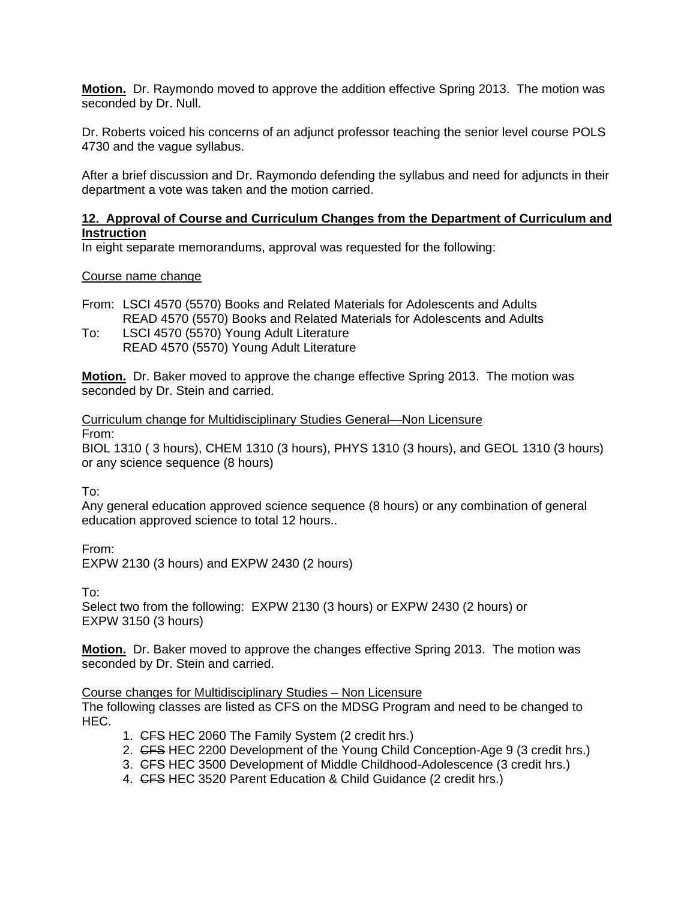**Motion.** Dr. Raymondo moved to approve the addition effective Spring 2013. The motion was seconded by Dr. Null.

Dr. Roberts voiced his concerns of an adjunct professor teaching the senior level course POLS 4730 and the vague syllabus.

After a brief discussion and Dr. Raymondo defending the syllabus and need for adjuncts in their department a vote was taken and the motion carried.

**12. Approval of Course and Curriculum Changes from the Department of Curriculum and Instruction**

In eight separate memorandums, approval was requested for the following:

Course name change

From: LSCI 4570 (5570) Books and Related Materials for Adolescents and Adults
READ 4570 (5570) Books and Related Materials for Adolescents and Adults
To: LSCI 4570 (5570) Young Adult Literature
READ 4570 (5570) Young Adult Literature

**Motion.** Dr. Baker moved to approve the change effective Spring 2013. The motion was seconded by Dr. Stein and carried.

Curriculum change for Multidisciplinary Studies General—Non Licensure

From:
BIOL 1310 ( 3 hours), CHEM 1310 (3 hours), PHYS 1310 (3 hours), and GEOL 1310 (3 hours) or any science sequence (8 hours)

To:
Any general education approved science sequence (8 hours) or any combination of general education approved science to total 12 hours..

From:
EXPW 2130 (3 hours) and EXPW 2430 (2 hours)

To:
Select two from the following: EXPW 2130 (3 hours) or EXPW 2430 (2 hours) or EXPW 3150 (3 hours)

**Motion.** Dr. Baker moved to approve the changes effective Spring 2013. The motion was seconded by Dr. Stein and carried.

Course changes for Multidisciplinary Studies – Non Licensure

The following classes are listed as CFS on the MDSG Program and need to be changed to HEC.

1. ~~CFS~~ HEC 2060 The Family System (2 credit hrs.)
2. ~~CFS~~ HEC 2200 Development of the Young Child Conception-Age 9 (3 credit hrs.)
3. ~~CFS~~ HEC 3500 Development of Middle Childhood-Adolescence (3 credit hrs.)
4. ~~CFS~~ HEC 3520 Parent Education & Child Guidance (2 credit hrs.)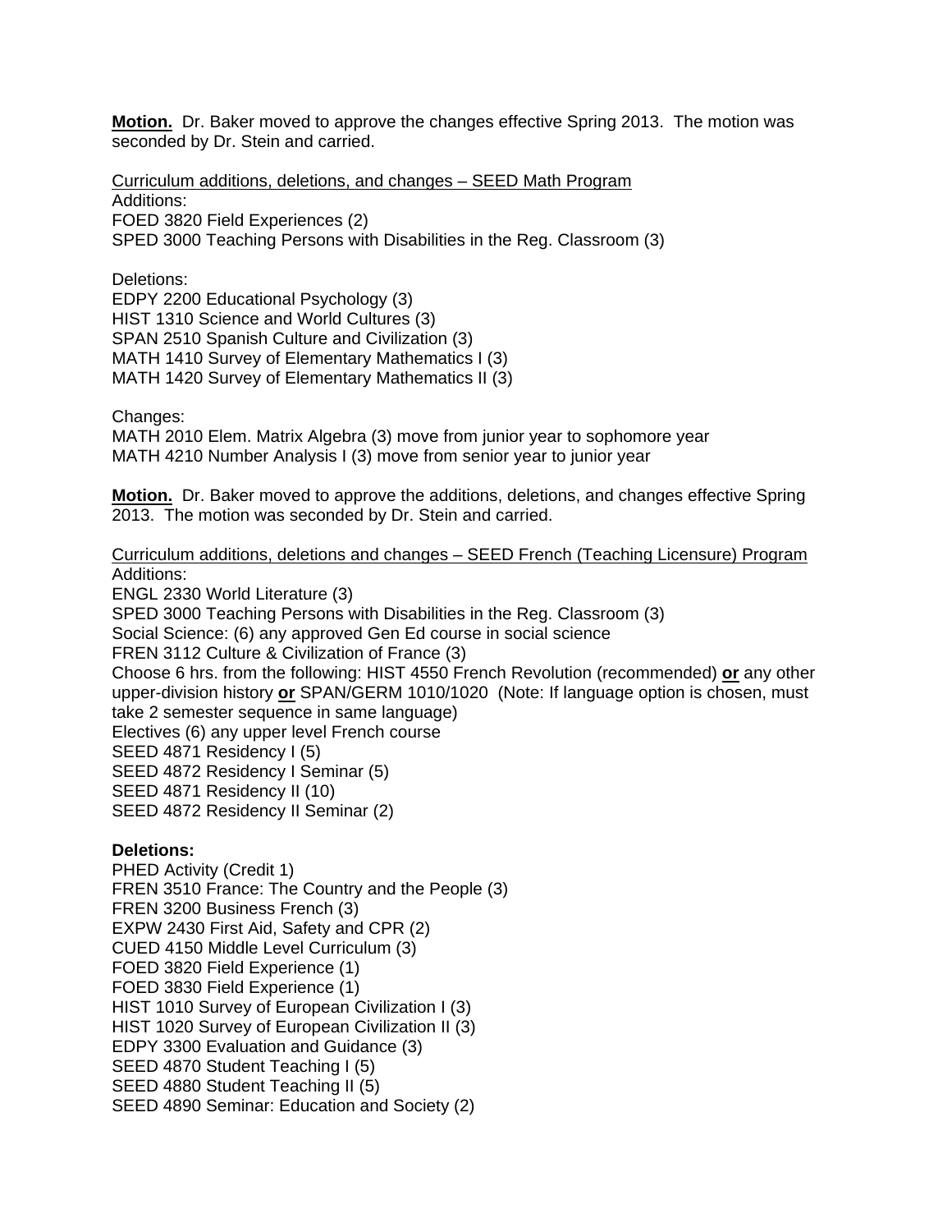**Motion.** Dr. Baker moved to approve the changes effective Spring 2013. The motion was seconded by Dr. Stein and carried.

Curriculum additions, deletions, and changes – SEED Math Program
Additions:
FOED 3820 Field Experiences (2)
SPED 3000 Teaching Persons with Disabilities in the Reg. Classroom (3)

Deletions:
EDPY 2200 Educational Psychology (3)
HIST 1310 Science and World Cultures (3)
SPAN 2510 Spanish Culture and Civilization (3)
MATH 1410 Survey of Elementary Mathematics I (3)
MATH 1420 Survey of Elementary Mathematics II (3)

Changes:
MATH 2010 Elem. Matrix Algebra (3) move from junior year to sophomore year
MATH 4210 Number Analysis I (3) move from senior year to junior year

**Motion.** Dr. Baker moved to approve the additions, deletions, and changes effective Spring 2013. The motion was seconded by Dr. Stein and carried.

Curriculum additions, deletions and changes – SEED French (Teaching Licensure) Program
Additions:
ENGL 2330 World Literature (3)
SPED 3000 Teaching Persons with Disabilities in the Reg. Classroom (3)
Social Science: (6) any approved Gen Ed course in social science
FREN 3112 Culture & Civilization of France (3)
Choose 6 hrs. from the following: HIST 4550 French Revolution (recommended) **or** any other upper-division history **or** SPAN/GERM 1010/1020 (Note: If language option is chosen, must take 2 semester sequence in same language)
Electives (6) any upper level French course
SEED 4871 Residency I (5)
SEED 4872 Residency I Seminar (5)
SEED 4871 Residency II (10)
SEED 4872 Residency II Seminar (2)

**Deletions:**
PHED Activity (Credit 1)
FREN 3510 France: The Country and the People (3)
FREN 3200 Business French (3)
EXPW 2430 First Aid, Safety and CPR (2)
CUED 4150 Middle Level Curriculum (3)
FOED 3820 Field Experience (1)
FOED 3830 Field Experience (1)
HIST 1010 Survey of European Civilization I (3)
HIST 1020 Survey of European Civilization II (3)
EDPY 3300 Evaluation and Guidance (3)
SEED 4870 Student Teaching I (5)
SEED 4880 Student Teaching II (5)
SEED 4890 Seminar: Education and Society (2)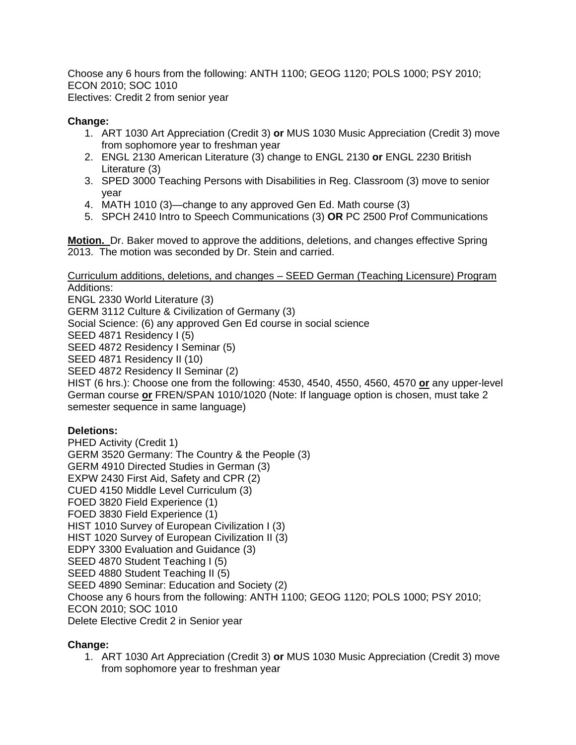Choose any 6 hours from the following: ANTH 1100; GEOG 1120; POLS 1000; PSY 2010; ECON 2010; SOC 1010
Electives: Credit 2 from senior year

**Change:**

1. ART 1030 Art Appreciation (Credit 3) **or** MUS 1030 Music Appreciation (Credit 3) move from sophomore year to freshman year
2. ENGL 2130 American Literature (3) change to ENGL 2130 **or** ENGL 2230 British Literature (3)
3. SPED 3000 Teaching Persons with Disabilities in Reg. Classroom (3) move to senior year
4. MATH 1010 (3)—change to any approved Gen Ed. Math course (3)
5. SPCH 2410 Intro to Speech Communications (3) **OR** PC 2500 Prof Communications

**Motion.** Dr. Baker moved to approve the additions, deletions, and changes effective Spring 2013. The motion was seconded by Dr. Stein and carried.

Curriculum additions, deletions, and changes – SEED German (Teaching Licensure) Program
Additions:
ENGL 2330 World Literature (3)
GERM 3112 Culture & Civilization of Germany (3)
Social Science: (6) any approved Gen Ed course in social science
SEED 4871 Residency I (5)
SEED 4872 Residency I Seminar (5)
SEED 4871 Residency II (10)
SEED 4872 Residency II Seminar (2)
HIST (6 hrs.): Choose one from the following: 4530, 4540, 4550, 4560, 4570 **or** any upper-level German course **or** FREN/SPAN 1010/1020 (Note: If language option is chosen, must take 2 semester sequence in same language)

**Deletions:**
PHED Activity (Credit 1)
GERM 3520 Germany: The Country & the People (3)
GERM 4910 Directed Studies in German (3)
EXPW 2430 First Aid, Safety and CPR (2)
CUED 4150 Middle Level Curriculum (3)
FOED 3820 Field Experience (1)
FOED 3830 Field Experience (1)
HIST 1010 Survey of European Civilization I (3)
HIST 1020 Survey of European Civilization II (3)
EDPY 3300 Evaluation and Guidance (3)
SEED 4870 Student Teaching I (5)
SEED 4880 Student Teaching II (5)
SEED 4890 Seminar: Education and Society (2)
Choose any 6 hours from the following: ANTH 1100; GEOG 1120; POLS 1000; PSY 2010; ECON 2010; SOC 1010
Delete Elective Credit 2 in Senior year

**Change:**

1. ART 1030 Art Appreciation (Credit 3) **or** MUS 1030 Music Appreciation (Credit 3) move from sophomore year to freshman year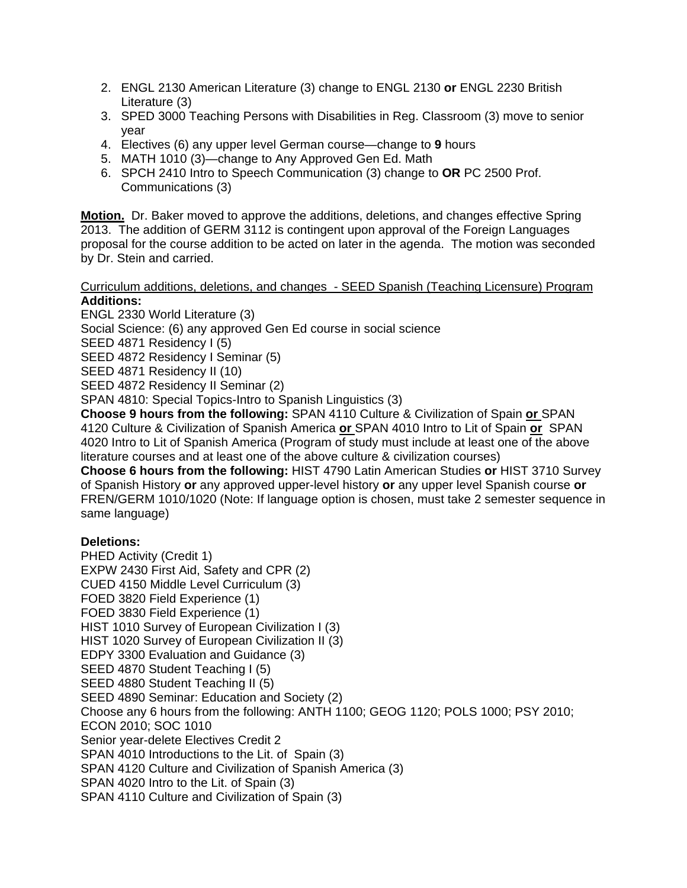2. ENGL 2130 American Literature (3) change to ENGL 2130 **or** ENGL 2230 British Literature (3)
3. SPED 3000 Teaching Persons with Disabilities in Reg. Classroom (3) move to senior year
4. Electives (6) any upper level German course—change to **9** hours
5. MATH 1010 (3)—change to Any Approved Gen Ed. Math
6. SPCH 2410 Intro to Speech Communication (3) change to **OR** PC 2500 Prof. Communications (3)

**<u>Motion.</u>** Dr. Baker moved to approve the additions, deletions, and changes effective Spring 2013. The addition of GERM 3112 is contingent upon approval of the Foreign Languages proposal for the course addition to be acted on later in the agenda. The motion was seconded by Dr. Stein and carried.

<u>Curriculum additions, deletions, and changes - SEED Spanish (Teaching Licensure) Program</u>

**Additions:**

ENGL 2330 World Literature (3)
Social Science: (6) any approved Gen Ed course in social science
SEED 4871 Residency I (5)
SEED 4872 Residency I Seminar (5)
SEED 4871 Residency II (10)
SEED 4872 Residency II Seminar (2)
SPAN 4810: Special Topics-Intro to Spanish Linguistics (3)
**Choose 9 hours from the following:** SPAN 4110 Culture & Civilization of Spain **<u>or</u>** SPAN 4120 Culture & Civilization of Spanish America **<u>or</u>** SPAN 4010 Intro to Lit of Spain **<u>or</u>** SPAN 4020 Intro to Lit of Spanish America (Program of study must include at least one of the above literature courses and at least one of the above culture & civilization courses)
**Choose 6 hours from the following:** HIST 4790 Latin American Studies **or** HIST 3710 Survey of Spanish History **or** any approved upper-level history **or** any upper level Spanish course **or** FREN/GERM 1010/1020 (Note: If language option is chosen, must take 2 semester sequence in same language)

**Deletions:**

PHED Activity (Credit 1)
EXPW 2430 First Aid, Safety and CPR (2)
CUED 4150 Middle Level Curriculum (3)
FOED 3820 Field Experience (1)
FOED 3830 Field Experience (1)
HIST 1010 Survey of European Civilization I (3)
HIST 1020 Survey of European Civilization II (3)
EDPY 3300 Evaluation and Guidance (3)
SEED 4870 Student Teaching I (5)
SEED 4880 Student Teaching II (5)
SEED 4890 Seminar: Education and Society (2)
Choose any 6 hours from the following: ANTH 1100; GEOG 1120; POLS 1000; PSY 2010; ECON 2010; SOC 1010
Senior year-delete Electives Credit 2
SPAN 4010 Introductions to the Lit. of Spain (3)
SPAN 4120 Culture and Civilization of Spanish America (3)
SPAN 4020 Intro to the Lit. of Spain (3)
SPAN 4110 Culture and Civilization of Spain (3)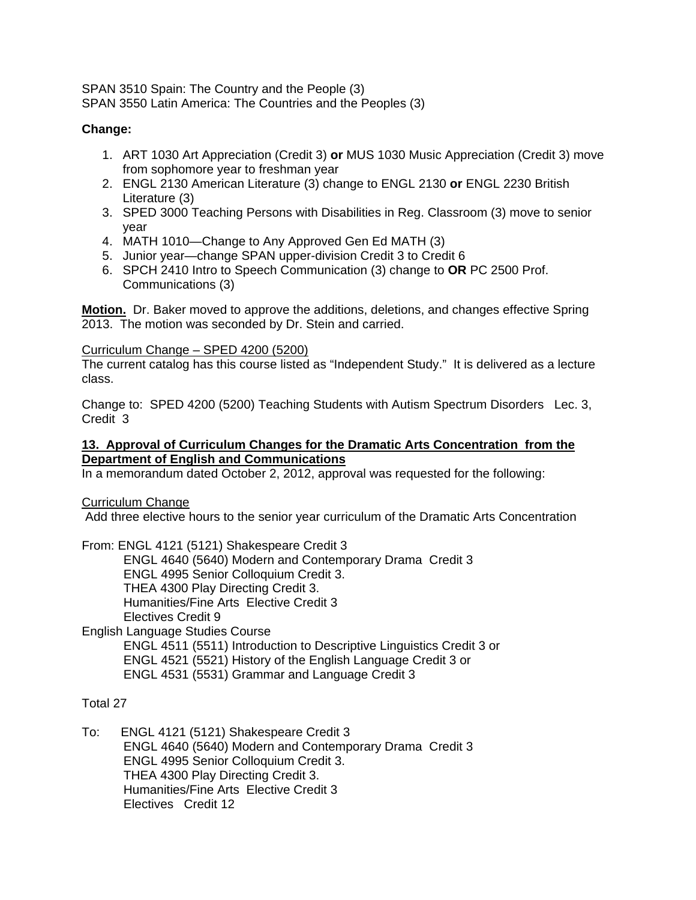SPAN 3510 Spain: The Country and the People (3)
SPAN 3550 Latin America: The Countries and the Peoples (3)

**Change:**

1. ART 1030 Art Appreciation (Credit 3) **or** MUS 1030 Music Appreciation (Credit 3) move from sophomore year to freshman year
2. ENGL 2130 American Literature (3) change to ENGL 2130 **or** ENGL 2230 British Literature (3)
3. SPED 3000 Teaching Persons with Disabilities in Reg. Classroom (3) move to senior year
4. MATH 1010—Change to Any Approved Gen Ed MATH (3)
5. Junior year—change SPAN upper-division Credit 3 to Credit 6
6. SPCH 2410 Intro to Speech Communication (3) change to **OR** PC 2500 Prof. Communications (3)

**Motion.** Dr. Baker moved to approve the additions, deletions, and changes effective Spring 2013. The motion was seconded by Dr. Stein and carried.

Curriculum Change – SPED 4200 (5200)
The current catalog has this course listed as “Independent Study.” It is delivered as a lecture class.

Change to: SPED 4200 (5200) Teaching Students with Autism Spectrum Disorders Lec. 3, Credit 3

**13. Approval of Curriculum Changes for the Dramatic Arts Concentration from the Department of English and Communications**

In a memorandum dated October 2, 2012, approval was requested for the following:

Curriculum Change
Add three elective hours to the senior year curriculum of the Dramatic Arts Concentration

From: ENGL 4121 (5121) Shakespeare Credit 3
ENGL 4640 (5640) Modern and Contemporary Drama Credit 3
ENGL 4995 Senior Colloquium Credit 3.
THEA 4300 Play Directing Credit 3.
Humanities/Fine Arts Elective Credit 3
Electives Credit 9

English Language Studies Course
ENGL 4511 (5511) Introduction to Descriptive Linguistics Credit 3 or
ENGL 4521 (5521) History of the English Language Credit 3 or
ENGL 4531 (5531) Grammar and Language Credit 3

Total 27

To: ENGL 4121 (5121) Shakespeare Credit 3
ENGL 4640 (5640) Modern and Contemporary Drama Credit 3
ENGL 4995 Senior Colloquium Credit 3.
THEA 4300 Play Directing Credit 3.
Humanities/Fine Arts Elective Credit 3
Electives Credit 12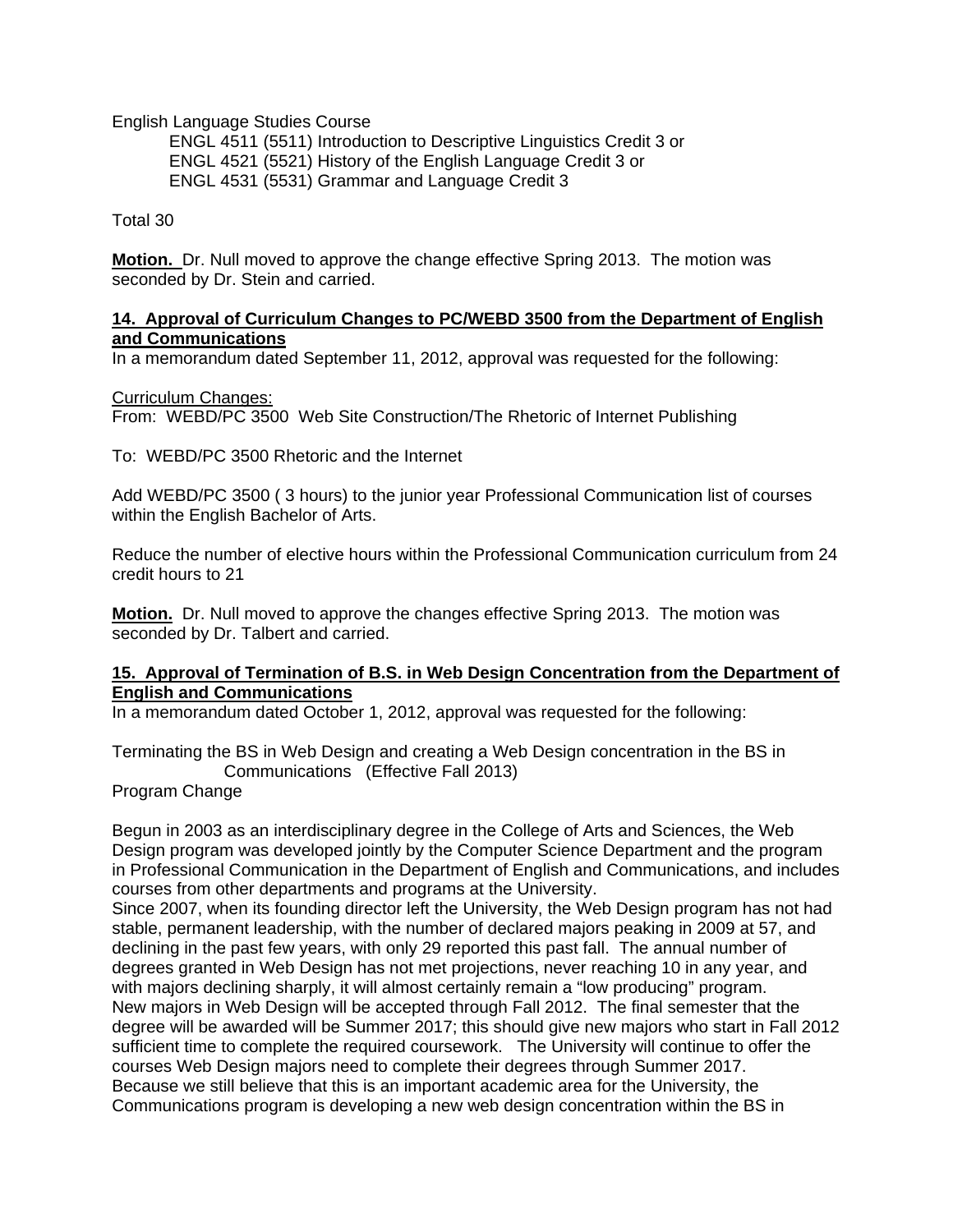English Language Studies Course

ENGL 4511 (5511) Introduction to Descriptive Linguistics Credit 3 or
ENGL 4521 (5521) History of the English Language Credit 3 or
ENGL 4531 (5531) Grammar and Language Credit 3

Total 30

**Motion.** Dr. Null moved to approve the change effective Spring 2013. The motion was seconded by Dr. Stein and carried.

**14. Approval of Curriculum Changes to PC/WEBD 3500 from the Department of English and Communications**

In a memorandum dated September 11, 2012, approval was requested for the following:

Curriculum Changes:
From: WEBD/PC 3500 Web Site Construction/The Rhetoric of Internet Publishing

To: WEBD/PC 3500 Rhetoric and the Internet

Add WEBD/PC 3500 ( 3 hours) to the junior year Professional Communication list of courses within the English Bachelor of Arts.

Reduce the number of elective hours within the Professional Communication curriculum from 24 credit hours to 21

**Motion.** Dr. Null moved to approve the changes effective Spring 2013. The motion was seconded by Dr. Talbert and carried.

**15. Approval of Termination of B.S. in Web Design Concentration from the Department of English and Communications**

In a memorandum dated October 1, 2012, approval was requested for the following:

Terminating the BS in Web Design and creating a Web Design concentration in the BS in Communications (Effective Fall 2013)
Program Change

Begun in 2003 as an interdisciplinary degree in the College of Arts and Sciences, the Web Design program was developed jointly by the Computer Science Department and the program in Professional Communication in the Department of English and Communications, and includes courses from other departments and programs at the University.
Since 2007, when its founding director left the University, the Web Design program has not had stable, permanent leadership, with the number of declared majors peaking in 2009 at 57, and declining in the past few years, with only 29 reported this past fall. The annual number of degrees granted in Web Design has not met projections, never reaching 10 in any year, and with majors declining sharply, it will almost certainly remain a "low producing" program.
New majors in Web Design will be accepted through Fall 2012. The final semester that the degree will be awarded will be Summer 2017; this should give new majors who start in Fall 2012 sufficient time to complete the required coursework. The University will continue to offer the courses Web Design majors need to complete their degrees through Summer 2017.
Because we still believe that this is an important academic area for the University, the Communications program is developing a new web design concentration within the BS in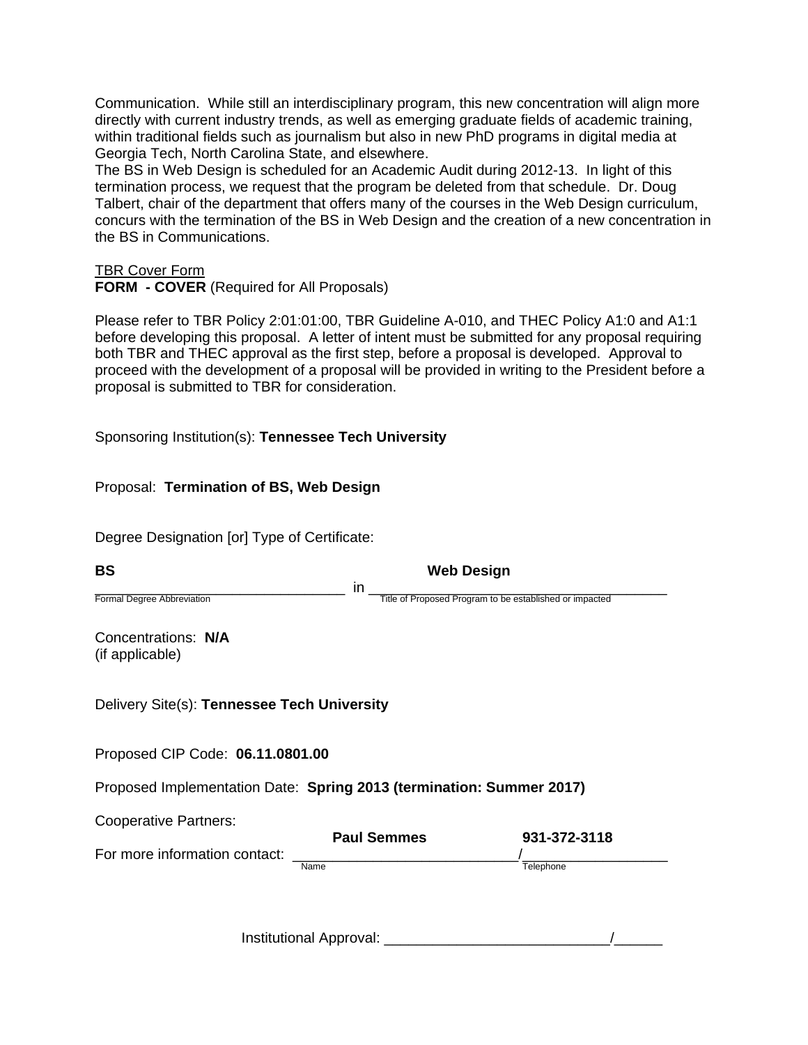Communication. While still an interdisciplinary program, this new concentration will align more directly with current industry trends, as well as emerging graduate fields of academic training, within traditional fields such as journalism but also in new PhD programs in digital media at Georgia Tech, North Carolina State, and elsewhere.

The BS in Web Design is scheduled for an Academic Audit during 2012-13. In light of this termination process, we request that the program be deleted from that schedule. Dr. Doug Talbert, chair of the department that offers many of the courses in the Web Design curriculum, concurs with the termination of the BS in Web Design and the creation of a new concentration in the BS in Communications.

TBR Cover Form

**FORM - COVER** (Required for All Proposals)

Please refer to TBR Policy 2:01:01:00, TBR Guideline A-010, and THEC Policy A1:0 and A1:1 before developing this proposal. A letter of intent must be submitted for any proposal requiring both TBR and THEC approval as the first step, before a proposal is developed. Approval to proceed with the development of a proposal will be provided in writing to the President before a proposal is submitted to TBR for consideration.

Sponsoring Institution(s): **Tennessee Tech University**

Proposal: **Termination of BS, Web Design**

Degree Designation [or] Type of Certificate:

**BS** in **Web Design**

Formal Degree Abbreviation — Title of Proposed Program to be established or impacted

Concentrations: **N/A**
(if applicable)

Delivery Site(s): **Tennessee Tech University**

Proposed CIP Code: **06.11.0801.00**

Proposed Implementation Date: **Spring 2013 (termination: Summer 2017)**

Cooperative Partners:

For more information contact: **Paul Semmes** / **931-372-3118**

Name — Telephone

Institutional Approval: ____________________________/______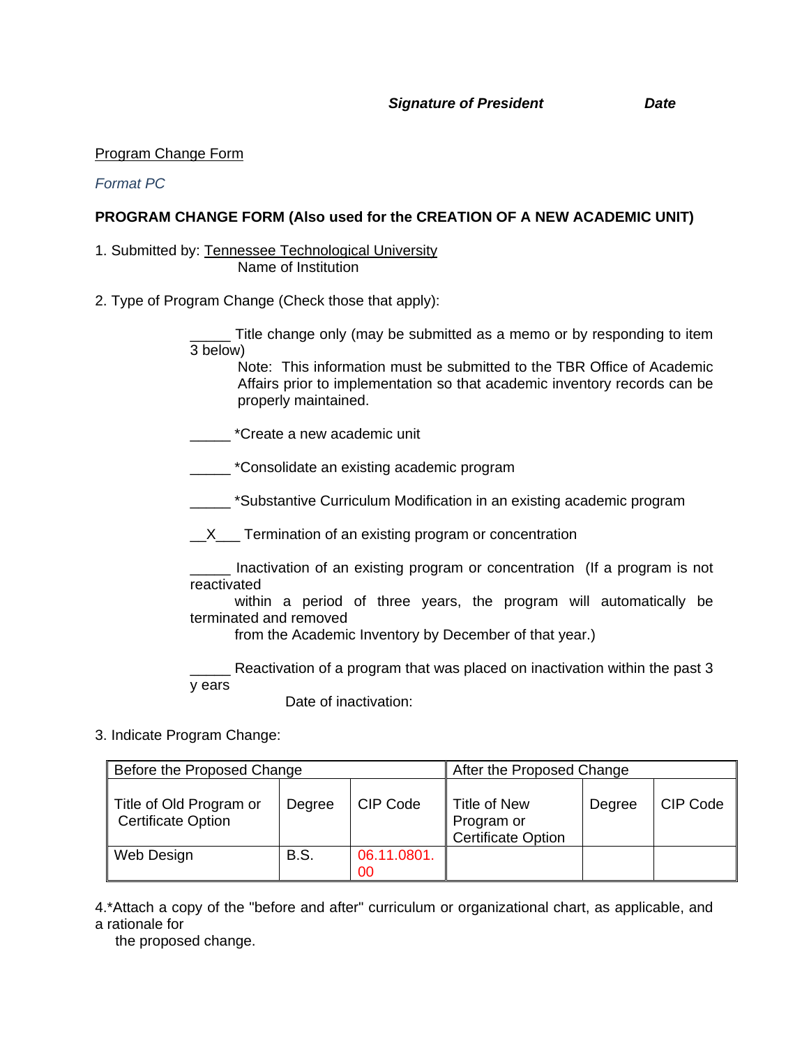***Signature of President*** ***Date***

Program Change Form

*Format PC*

**PROGRAM CHANGE FORM (Also used for the CREATION OF A NEW ACADEMIC UNIT)**

1. Submitted by: Tennessee Technological University
   Name of Institution

2. Type of Program Change (Check those that apply):

   _____ Title change only (may be submitted as a memo or by responding to item 3 below)
   Note: This information must be submitted to the TBR Office of Academic Affairs prior to implementation so that academic inventory records can be properly maintained.

   _____ *Create a new academic unit

   _____ *Consolidate an existing academic program

   _____ *Substantive Curriculum Modification in an existing academic program

   __X___ Termination of an existing program or concentration

   _____ Inactivation of an existing program or concentration (If a program is not reactivated within a period of three years, the program will automatically be terminated and removed from the Academic Inventory by December of that year.)

   _____ Reactivation of a program that was placed on inactivation within the past 3 y ears
   Date of inactivation:

3. Indicate Program Change:

| Before the Proposed Change | | | After the Proposed Change | | |
|---|---|---|---|---|---|
| Title of Old Program or Certificate Option | Degree | CIP Code | Title of New Program or Certificate Option | Degree | CIP Code |
| Web Design | B.S. | 06.11.0801.00 | | | |

4.*Attach a copy of the "before and after" curriculum or organizational chart, as applicable, and a rationale for the proposed change.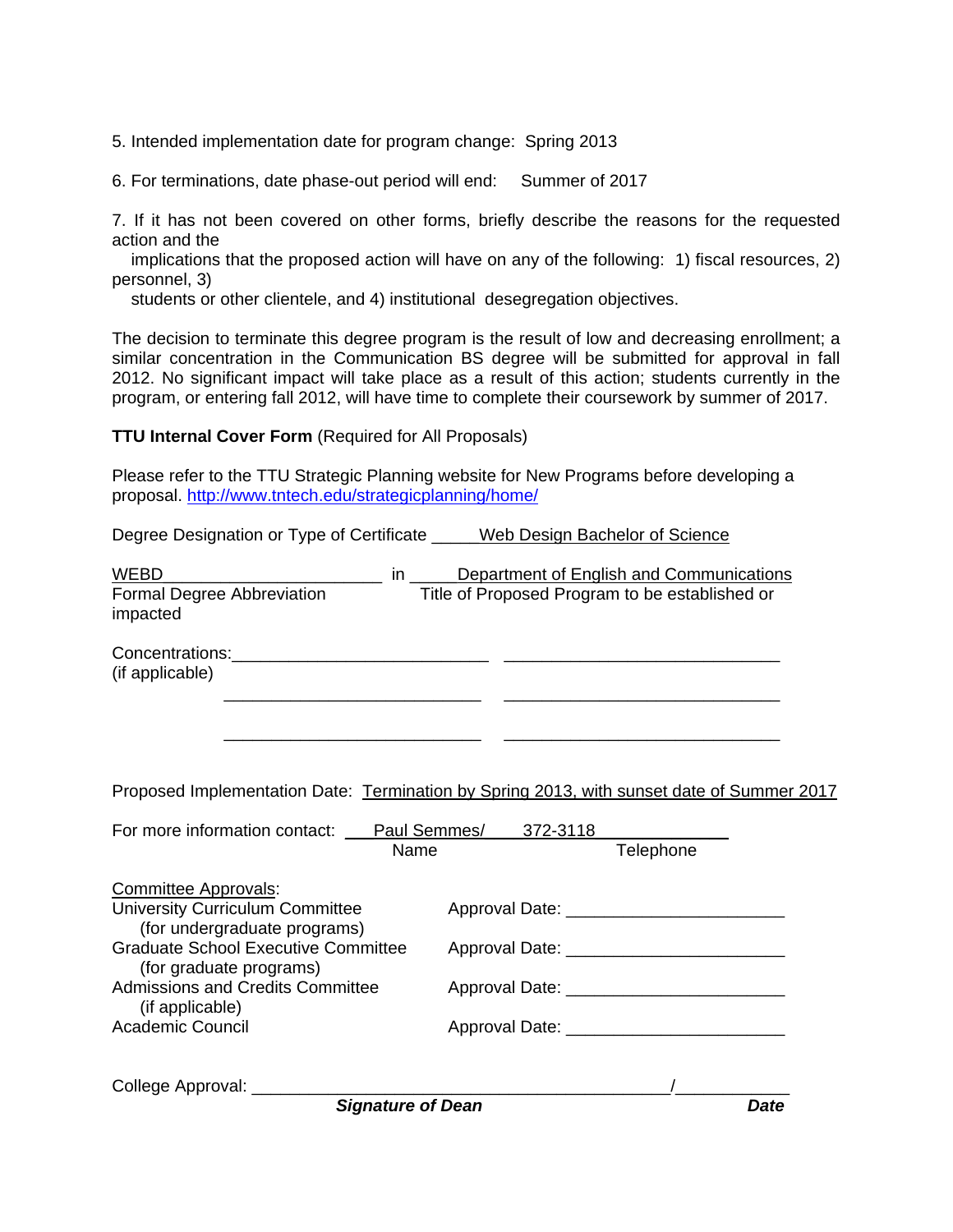5. Intended implementation date for program change: Spring 2013

6. For terminations, date phase-out period will end: Summer of 2017

7. If it has not been covered on other forms, briefly describe the reasons for the requested action and the implications that the proposed action will have on any of the following: 1) fiscal resources, 2) personnel, 3) students or other clientele, and 4) institutional desegregation objectives.

The decision to terminate this degree program is the result of low and decreasing enrollment; a similar concentration in the Communication BS degree will be submitted for approval in fall 2012. No significant impact will take place as a result of this action; students currently in the program, or entering fall 2012, will have time to complete their coursework by summer of 2017.

**TTU Internal Cover Form** (Required for All Proposals)

Please refer to the TTU Strategic Planning website for New Programs before developing a proposal. http://www.tntech.edu/strategicplanning/home/

Degree Designation or Type of Certificate _____Web Design Bachelor of Science

WEBD_______________________ in _____Department of English and Communications
Formal Degree Abbreviation / Title of Proposed Program to be established or impacted

Concentrations: ___________________________ ______________________________
(if applicable)
___________________________ ______________________________
___________________________ ______________________________

Proposed Implementation Date: Termination by Spring 2013, with sunset date of Summer 2017

For more information contact: ___Paul Semmes/____372-3118______________
Name / Telephone

Committee Approvals:

University Curriculum Committee (for undergraduate programs) Approval Date: ______________________

Graduate School Executive Committee (for graduate programs) Approval Date: ______________________

Admissions and Credits Committee (if applicable) Approval Date: ______________________

Academic Council Approval Date: ______________________

College Approval: ____________________________________________/____________
***Signature of Dean*** ***Date***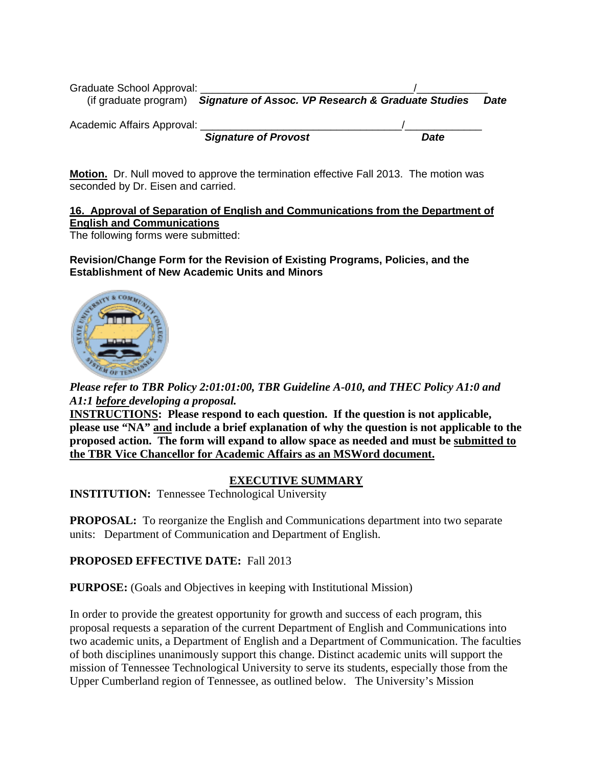Graduate School Approval: ___________________________________/___________
(if graduate program) ***Signature of Assoc. VP Research & Graduate Studies*** ***Date***

Academic Affairs Approval: _________________________________/_____________
***Signature of Provost*** ***Date***

**Motion.** Dr. Null moved to approve the termination effective Fall 2013. The motion was seconded by Dr. Eisen and carried.

**16. Approval of Separation of English and Communications from the Department of English and Communications**

The following forms were submitted:

**Revision/Change Form for the Revision of Existing Programs, Policies, and the Establishment of New Academic Units and Minors**

***Please refer to TBR Policy 2:01:01:00, TBR Guideline A-010, and THEC Policy A1:0 and A1:1 before developing a proposal.***

**INSTRUCTIONS: Please respond to each question. If the question is not applicable, please use "NA" and include a brief explanation of why the question is not applicable to the proposed action. The form will expand to allow space as needed and must be submitted to the TBR Vice Chancellor for Academic Affairs as an MSWord document.**

## EXECUTIVE SUMMARY

**INSTITUTION:** Tennessee Technological University

**PROPOSAL:** To reorganize the English and Communications department into two separate units: Department of Communication and Department of English.

**PROPOSED EFFECTIVE DATE:** Fall 2013

**PURPOSE:** (Goals and Objectives in keeping with Institutional Mission)

In order to provide the greatest opportunity for growth and success of each program, this proposal requests a separation of the current Department of English and Communications into two academic units, a Department of English and a Department of Communication. The faculties of both disciplines unanimously support this change. Distinct academic units will support the mission of Tennessee Technological University to serve its students, especially those from the Upper Cumberland region of Tennessee, as outlined below. The University's Mission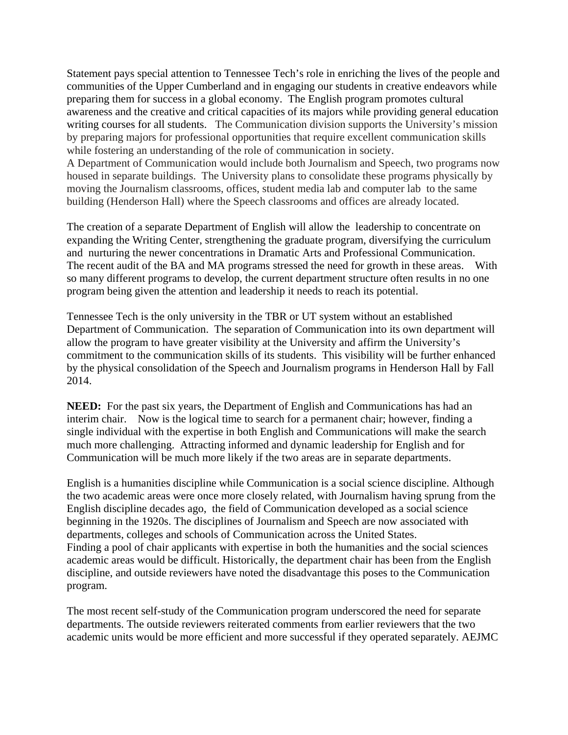Statement pays special attention to Tennessee Tech's role in enriching the lives of the people and communities of the Upper Cumberland and in engaging our students in creative endeavors while preparing them for success in a global economy. The English program promotes cultural awareness and the creative and critical capacities of its majors while providing general education writing courses for all students. The Communication division supports the University's mission by preparing majors for professional opportunities that require excellent communication skills while fostering an understanding of the role of communication in society.
A Department of Communication would include both Journalism and Speech, two programs now housed in separate buildings. The University plans to consolidate these programs physically by moving the Journalism classrooms, offices, student media lab and computer lab to the same building (Henderson Hall) where the Speech classrooms and offices are already located.

The creation of a separate Department of English will allow the leadership to concentrate on expanding the Writing Center, strengthening the graduate program, diversifying the curriculum and nurturing the newer concentrations in Dramatic Arts and Professional Communication. The recent audit of the BA and MA programs stressed the need for growth in these areas. With so many different programs to develop, the current department structure often results in no one program being given the attention and leadership it needs to reach its potential.

Tennessee Tech is the only university in the TBR or UT system without an established Department of Communication. The separation of Communication into its own department will allow the program to have greater visibility at the University and affirm the University's commitment to the communication skills of its students. This visibility will be further enhanced by the physical consolidation of the Speech and Journalism programs in Henderson Hall by Fall 2014.

**NEED:** For the past six years, the Department of English and Communications has had an interim chair. Now is the logical time to search for a permanent chair; however, finding a single individual with the expertise in both English and Communications will make the search much more challenging. Attracting informed and dynamic leadership for English and for Communication will be much more likely if the two areas are in separate departments.

English is a humanities discipline while Communication is a social science discipline. Although the two academic areas were once more closely related, with Journalism having sprung from the English discipline decades ago, the field of Communication developed as a social science beginning in the 1920s. The disciplines of Journalism and Speech are now associated with departments, colleges and schools of Communication across the United States.
Finding a pool of chair applicants with expertise in both the humanities and the social sciences academic areas would be difficult. Historically, the department chair has been from the English discipline, and outside reviewers have noted the disadvantage this poses to the Communication program.

The most recent self-study of the Communication program underscored the need for separate departments. The outside reviewers reiterated comments from earlier reviewers that the two academic units would be more efficient and more successful if they operated separately. AEJMC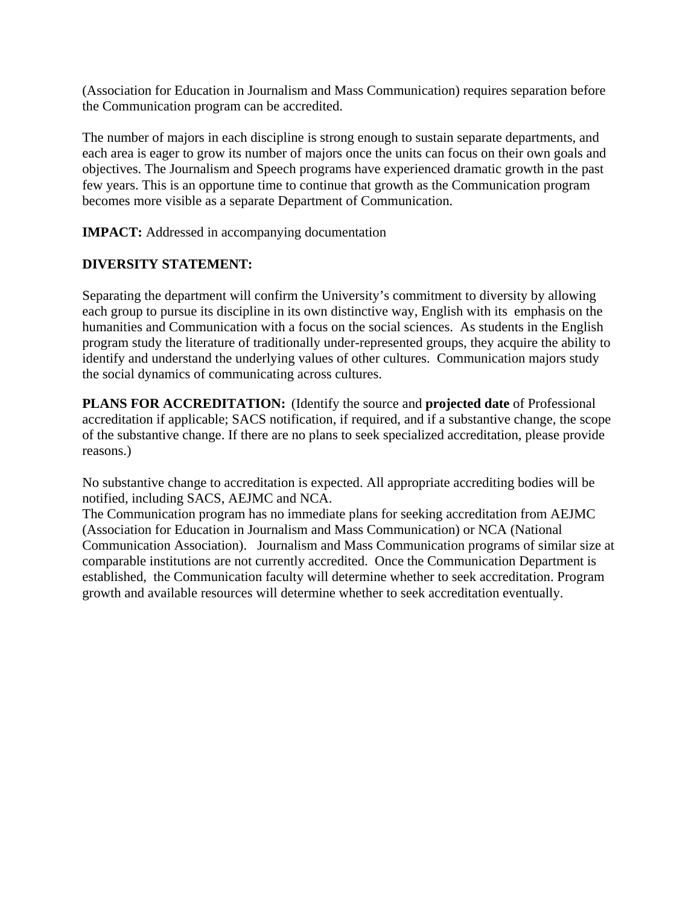(Association for Education in Journalism and Mass Communication) requires separation before the Communication program can be accredited.

The number of majors in each discipline is strong enough to sustain separate departments, and each area is eager to grow its number of majors once the units can focus on their own goals and objectives. The Journalism and Speech programs have experienced dramatic growth in the past few years. This is an opportune time to continue that growth as the Communication program becomes more visible as a separate Department of Communication.

**IMPACT:** Addressed in accompanying documentation

**DIVERSITY STATEMENT:**

Separating the department will confirm the University's commitment to diversity by allowing each group to pursue its discipline in its own distinctive way, English with its emphasis on the humanities and Communication with a focus on the social sciences. As students in the English program study the literature of traditionally under-represented groups, they acquire the ability to identify and understand the underlying values of other cultures. Communication majors study the social dynamics of communicating across cultures.

**PLANS FOR ACCREDITATION:** (Identify the source and **projected date** of Professional accreditation if applicable; SACS notification, if required, and if a substantive change, the scope of the substantive change. If there are no plans to seek specialized accreditation, please provide reasons.)

No substantive change to accreditation is expected. All appropriate accrediting bodies will be notified, including SACS, AEJMC and NCA.
The Communication program has no immediate plans for seeking accreditation from AEJMC (Association for Education in Journalism and Mass Communication) or NCA (National Communication Association). Journalism and Mass Communication programs of similar size at comparable institutions are not currently accredited. Once the Communication Department is established, the Communication faculty will determine whether to seek accreditation. Program growth and available resources will determine whether to seek accreditation eventually.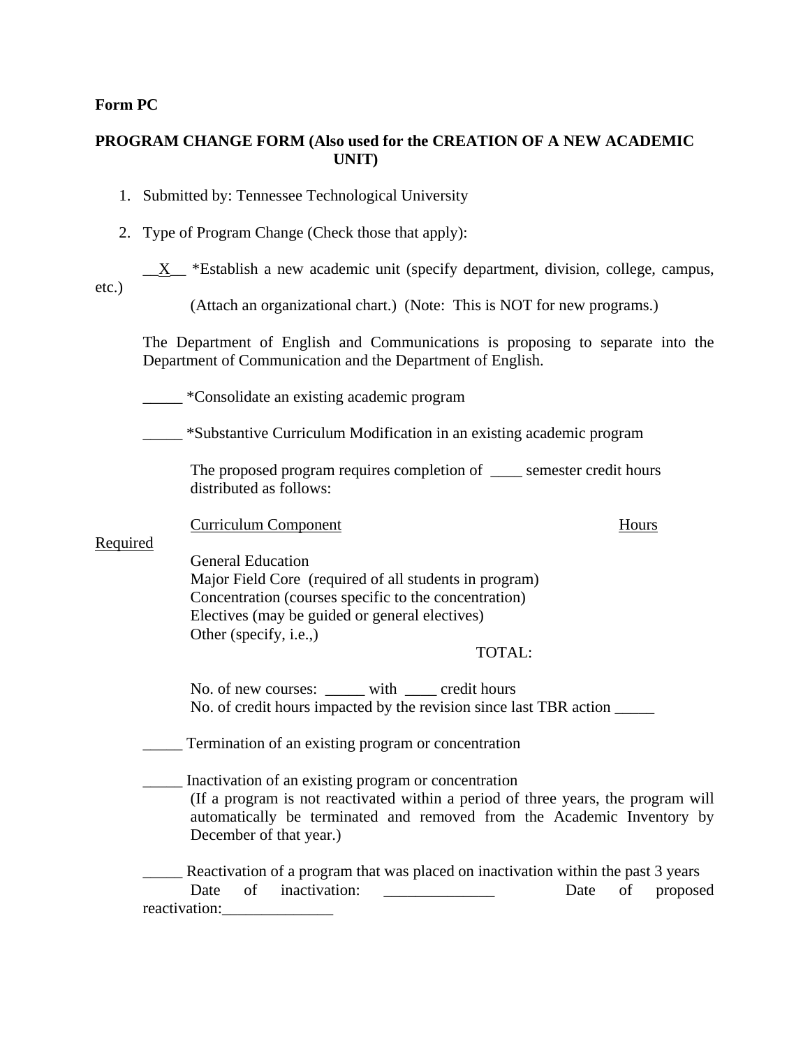**Form PC**

**PROGRAM CHANGE FORM (Also used for the CREATION OF A NEW ACADEMIC UNIT)**

1. Submitted by: Tennessee Technological University

2. Type of Program Change (Check those that apply):

__X__ *Establish a new academic unit (specify department, division, college, campus, etc.)
(Attach an organizational chart.) (Note: This is NOT for new programs.)

The Department of English and Communications is proposing to separate into the Department of Communication and the Department of English.

_____ *Consolidate an existing academic program

_____ *Substantive Curriculum Modification in an existing academic program

The proposed program requires completion of ____ semester credit hours distributed as follows:

| Curriculum Component | Hours Required |
|---|---|
| General Education | |
| Major Field Core (required of all students in program) | |
| Concentration (courses specific to the concentration) | |
| Electives (may be guided or general electives) | |
| Other (specify, i.e.,) | |
| TOTAL: | |

No. of new courses: _____ with ____ credit hours
No. of credit hours impacted by the revision since last TBR action _____

_____ Termination of an existing program or concentration

_____ Inactivation of an existing program or concentration
(If a program is not reactivated within a period of three years, the program will automatically be terminated and removed from the Academic Inventory by December of that year.)

_____ Reactivation of a program that was placed on inactivation within the past 3 years
Date of inactivation: ______________ Date of proposed reactivation:______________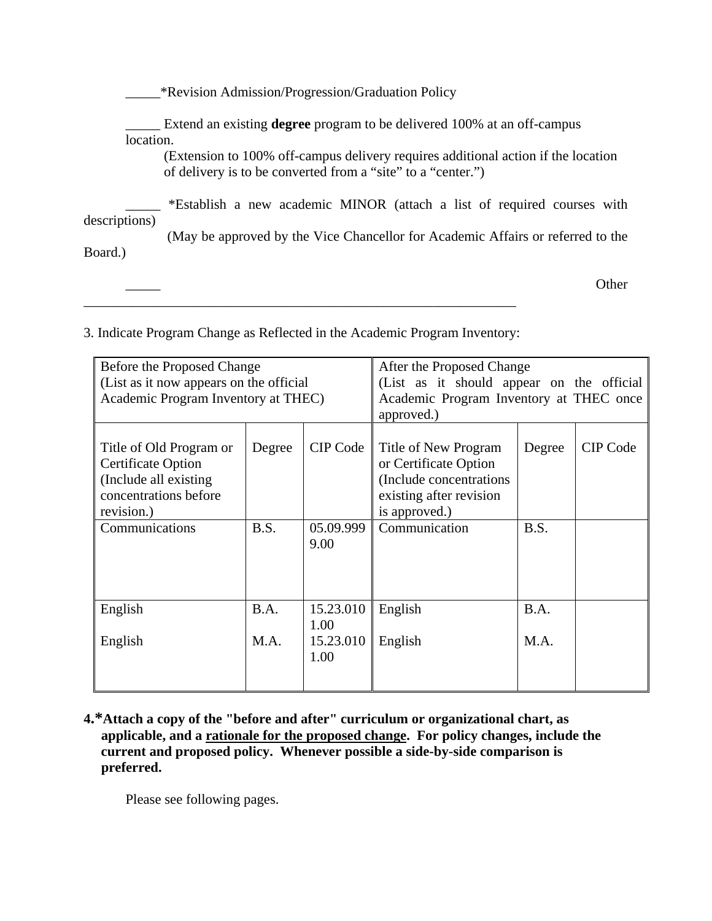_____*Revision Admission/Progression/Graduation Policy

_____ Extend an existing **degree** program to be delivered 100% at an off-campus location.
(Extension to 100% off-campus delivery requires additional action if the location of delivery is to be converted from a "site" to a "center.")

_____ *Establish a new academic MINOR (attach a list of required courses with descriptions)
(May be approved by the Vice Chancellor for Academic Affairs or referred to the Board.)

_____ Other ________________________________________________________________

3. Indicate Program Change as Reflected in the Academic Program Inventory:

| Before the Proposed Change (List as it now appears on the official Academic Program Inventory at THEC) | | | After the Proposed Change (List as it should appear on the official Academic Program Inventory at THEC once approved.) | | |
|---|---|---|---|---|---|
| Title of Old Program or Certificate Option (Include all existing concentrations before revision.) | Degree | CIP Code | Title of New Program or Certificate Option (Include concentrations existing after revision is approved.) | Degree | CIP Code |
| Communications | B.S. | 05.09.9999.00 | Communication | B.S. | |
| English<br><br>English | B.A.<br><br>M.A. | 15.23.0101.00<br>15.23.0101.00 | English<br><br>English | B.A.<br><br>M.A. | |

**4.*Attach a copy of the "before and after" curriculum or organizational chart, as applicable, and a rationale for the proposed change. For policy changes, include the current and proposed policy. Whenever possible a side-by-side comparison is preferred.**

Please see following pages.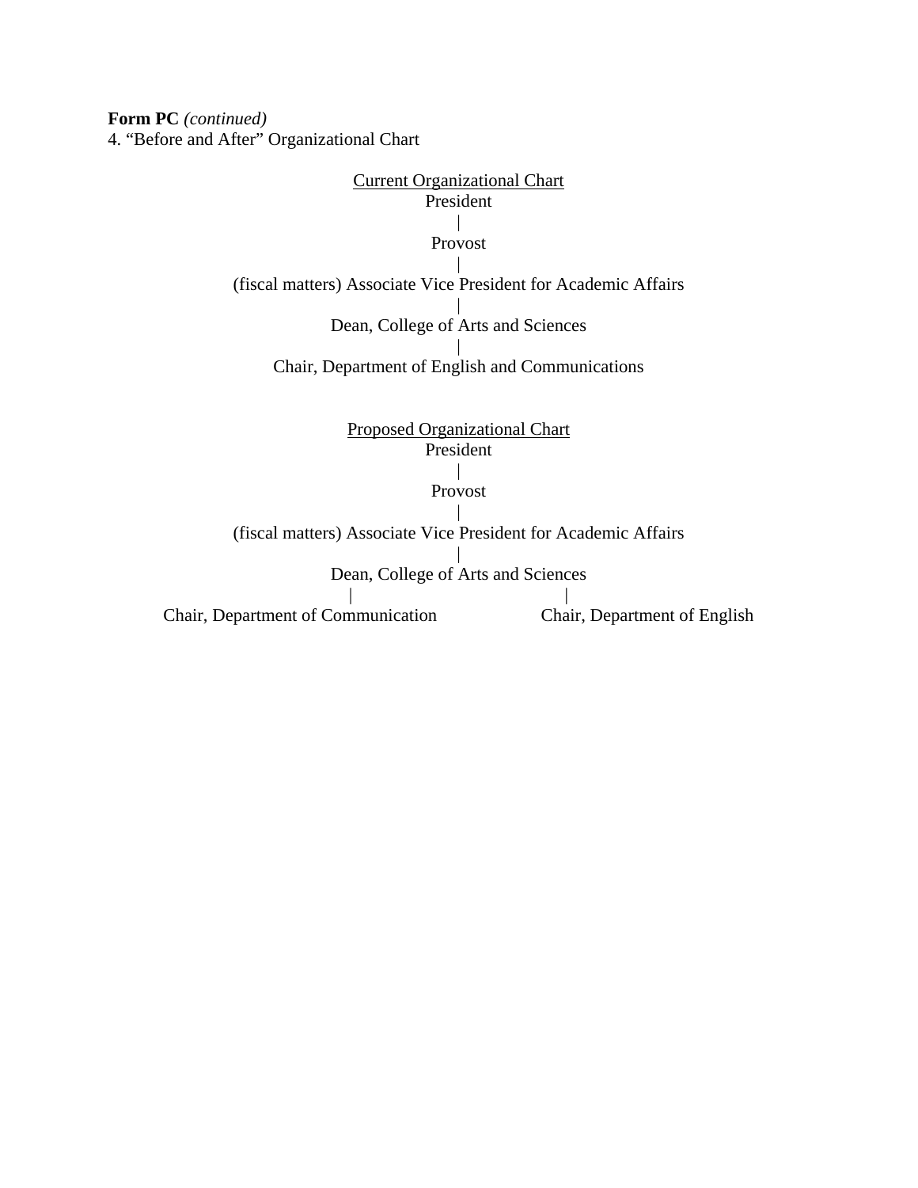**Form PC** *(continued)*
4. "Before and After" Organizational Chart

Current Organizational Chart

President
|
Provost
|
(fiscal matters) Associate Vice President for Academic Affairs
|
Dean, College of Arts and Sciences
|
Chair, Department of English and Communications

Proposed Organizational Chart

President
|
Provost
|
(fiscal matters) Associate Vice President for Academic Affairs
|
Dean, College of Arts and Sciences
| |
Chair, Department of Communication    Chair, Department of English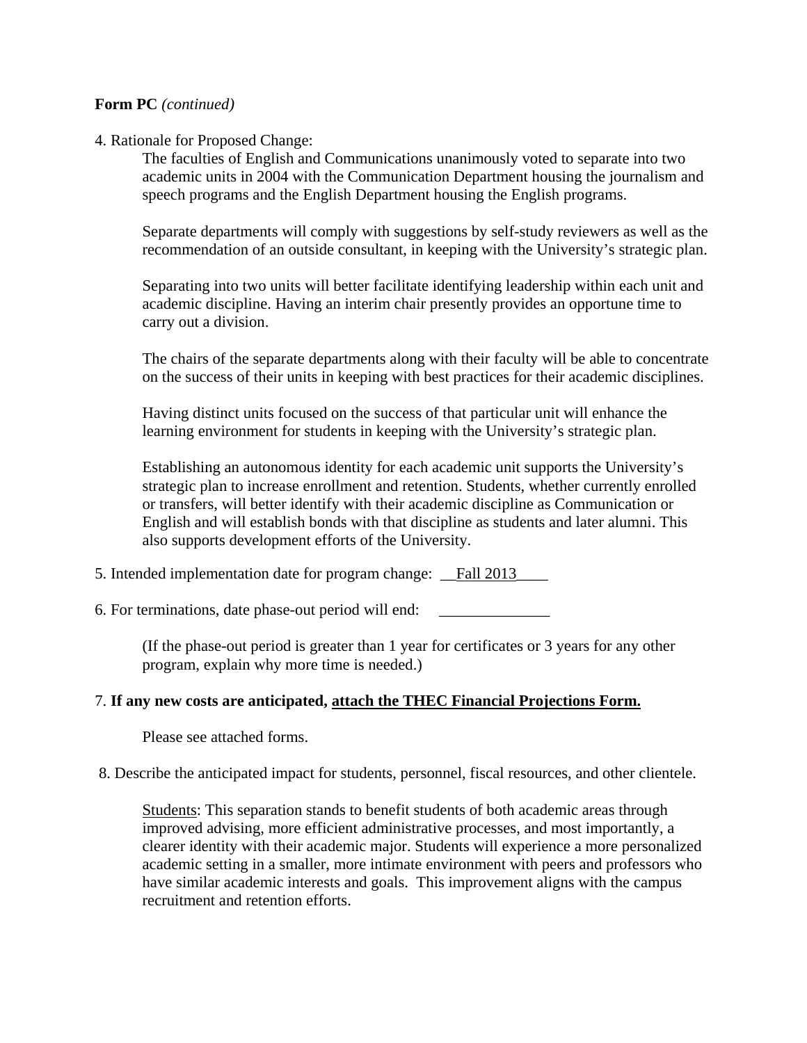**Form PC** *(continued)*

4. Rationale for Proposed Change:

   The faculties of English and Communications unanimously voted to separate into two academic units in 2004 with the Communication Department housing the journalism and speech programs and the English Department housing the English programs.

   Separate departments will comply with suggestions by self-study reviewers as well as the recommendation of an outside consultant, in keeping with the University's strategic plan.

   Separating into two units will better facilitate identifying leadership within each unit and academic discipline. Having an interim chair presently provides an opportune time to carry out a division.

   The chairs of the separate departments along with their faculty will be able to concentrate on the success of their units in keeping with best practices for their academic disciplines.

   Having distinct units focused on the success of that particular unit will enhance the learning environment for students in keeping with the University's strategic plan.

   Establishing an autonomous identity for each academic unit supports the University's strategic plan to increase enrollment and retention. Students, whether currently enrolled or transfers, will better identify with their academic discipline as Communication or English and will establish bonds with that discipline as students and later alumni. This also supports development efforts of the University.

5. Intended implementation date for program change: __Fall 2013____

6. For terminations, date phase-out period will end: ______________

   (If the phase-out period is greater than 1 year for certificates or 3 years for any other program, explain why more time is needed.)

7. **If any new costs are anticipated, <u>attach the THEC Financial Projections Form.</u>**

   Please see attached forms.

8. Describe the anticipated impact for students, personnel, fiscal resources, and other clientele.

   <u>Students</u>: This separation stands to benefit students of both academic areas through improved advising, more efficient administrative processes, and most importantly, a clearer identity with their academic major. Students will experience a more personalized academic setting in a smaller, more intimate environment with peers and professors who have similar academic interests and goals. This improvement aligns with the campus recruitment and retention efforts.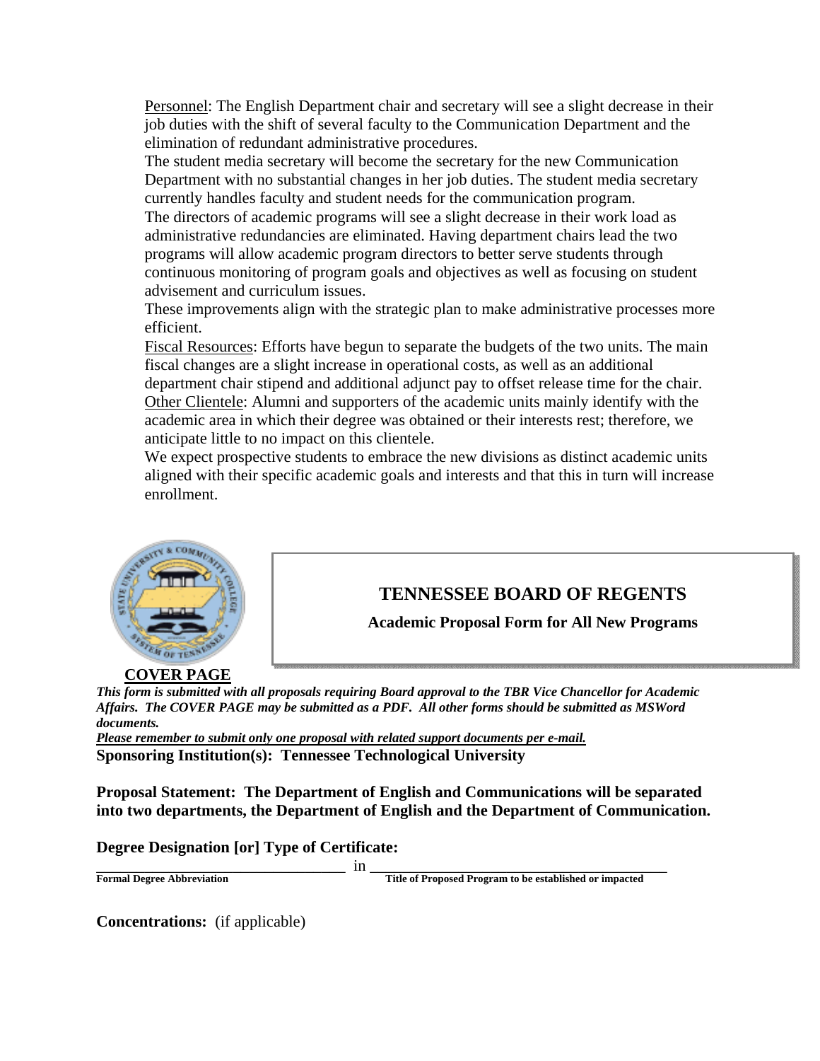Personnel: The English Department chair and secretary will see a slight decrease in their job duties with the shift of several faculty to the Communication Department and the elimination of redundant administrative procedures.

The student media secretary will become the secretary for the new Communication Department with no substantial changes in her job duties. The student media secretary currently handles faculty and student needs for the communication program.

The directors of academic programs will see a slight decrease in their work load as administrative redundancies are eliminated. Having department chairs lead the two programs will allow academic program directors to better serve students through continuous monitoring of program goals and objectives as well as focusing on student advisement and curriculum issues.

These improvements align with the strategic plan to make administrative processes more efficient.

Fiscal Resources: Efforts have begun to separate the budgets of the two units. The main fiscal changes are a slight increase in operational costs, as well as an additional department chair stipend and additional adjunct pay to offset release time for the chair.

Other Clientele: Alumni and supporters of the academic units mainly identify with the academic area in which their degree was obtained or their interests rest; therefore, we anticipate little to no impact on this clientele.

We expect prospective students to embrace the new divisions as distinct academic units aligned with their specific academic goals and interests and that this in turn will increase enrollment.

# TENNESSEE BOARD OF REGENTS

**Academic Proposal Form for All New Programs**

**COVER PAGE**

***This form is submitted with all proposals requiring Board approval to the TBR Vice Chancellor for Academic Affairs. The COVER PAGE may be submitted as a PDF. All other forms should be submitted as MSWord documents.***

***Please remember to submit only one proposal with related support documents per e-mail.***

**Sponsoring Institution(s): Tennessee Technological University**

**Proposal Statement: The Department of English and Communications will be separated into two departments, the Department of English and the Department of Communication.**

**Degree Designation [or] Type of Certificate:**

_________________________________ in ________________________________________

**Formal Degree Abbreviation** **Title of Proposed Program to be established or impacted**

**Concentrations:** (if applicable)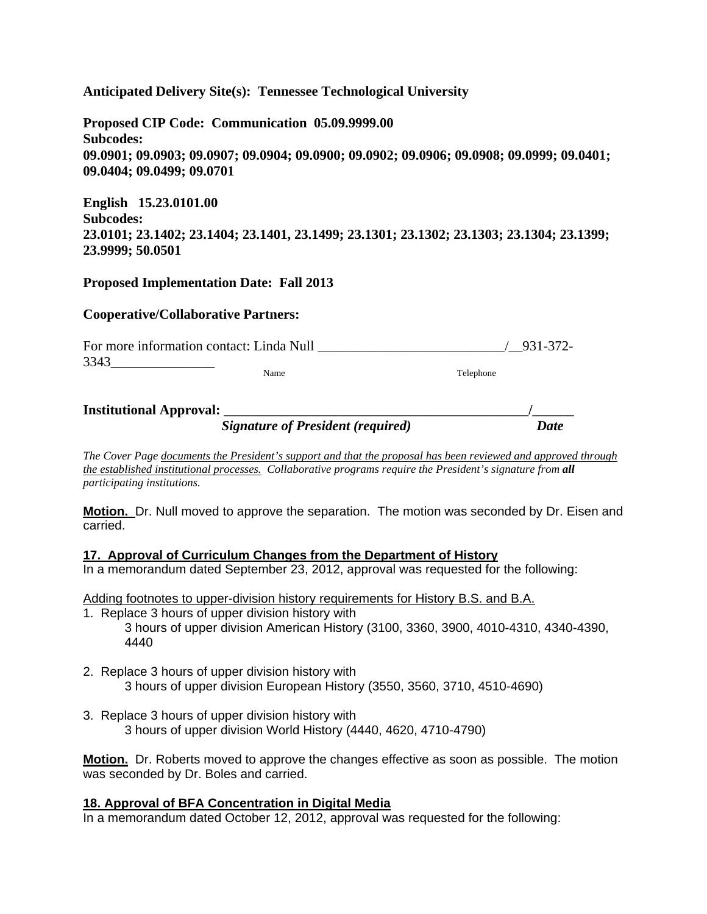**Anticipated Delivery Site(s): Tennessee Technological University**

**Proposed CIP Code: Communication 05.09.9999.00**
**Subcodes:**
**09.0901; 09.0903; 09.0907; 09.0904; 09.0900; 09.0902; 09.0906; 09.0908; 09.0999; 09.0401; 09.0404; 09.0499; 09.0701**

**English 15.23.0101.00**
**Subcodes:**
**23.0101; 23.1402; 23.1404; 23.1401, 23.1499; 23.1301; 23.1302; 23.1303; 23.1304; 23.1399; 23.9999; 50.0501**

**Proposed Implementation Date: Fall 2013**

**Cooperative/Collaborative Partners:**

For more information contact: Linda Null ___________________________/__931-372-3343_______________
Name Telephone

**Institutional Approval: _____________________________________________/______**
***Signature of President (required)*** ***Date***

*The Cover Page documents the President's support and that the proposal has been reviewed and approved through the established institutional processes. Collaborative programs require the President's signature from **all** participating institutions.*

**Motion.** Dr. Null moved to approve the separation. The motion was seconded by Dr. Eisen and carried.

**17. Approval of Curriculum Changes from the Department of History**
In a memorandum dated September 23, 2012, approval was requested for the following:

Adding footnotes to upper-division history requirements for History B.S. and B.A.

1. Replace 3 hours of upper division history with
   3 hours of upper division American History (3100, 3360, 3900, 4010-4310, 4340-4390, 4440

2. Replace 3 hours of upper division history with
   3 hours of upper division European History (3550, 3560, 3710, 4510-4690)

3. Replace 3 hours of upper division history with
   3 hours of upper division World History (4440, 4620, 4710-4790)

**Motion.** Dr. Roberts moved to approve the changes effective as soon as possible. The motion was seconded by Dr. Boles and carried.

**18. Approval of BFA Concentration in Digital Media**
In a memorandum dated October 12, 2012, approval was requested for the following: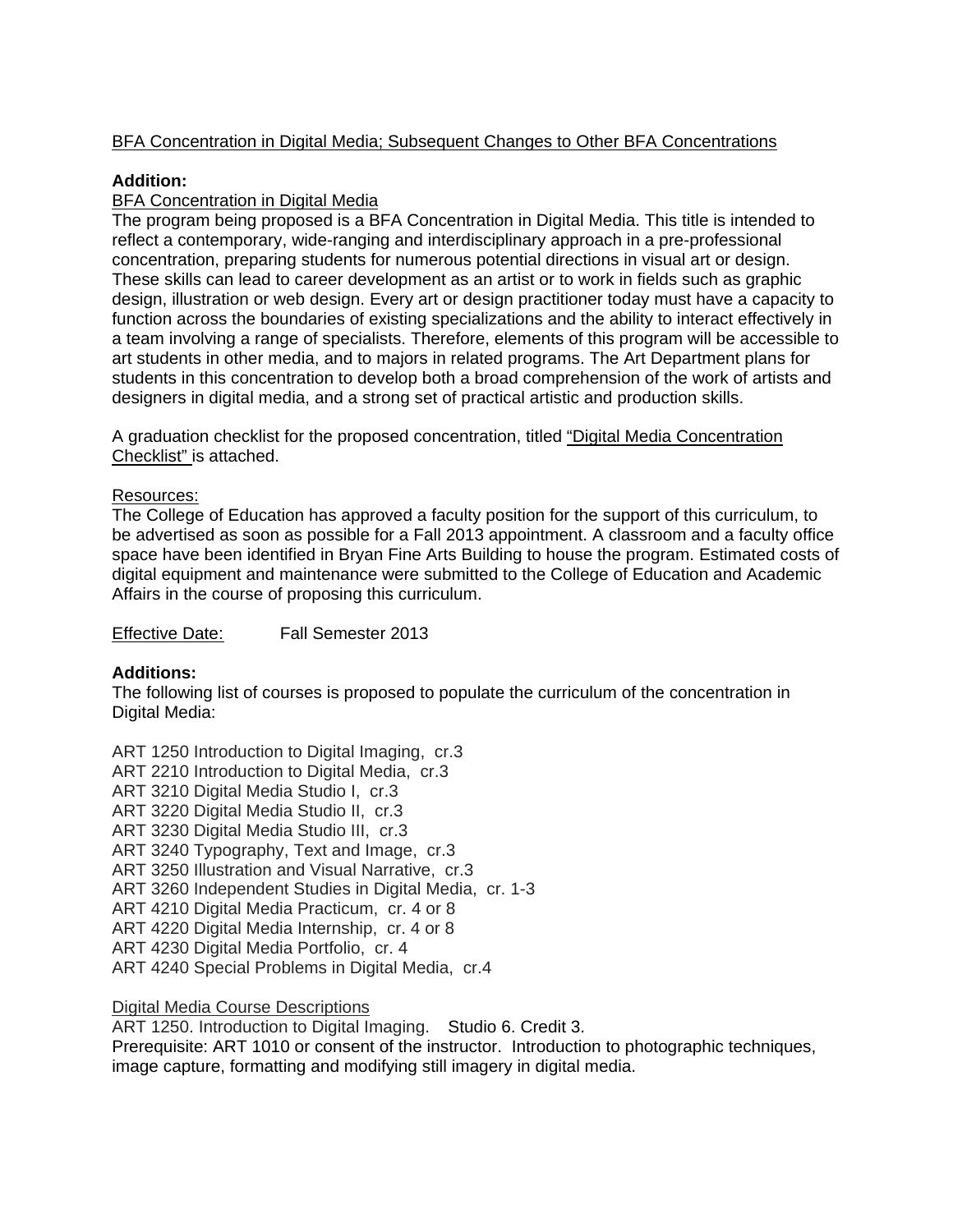BFA Concentration in Digital Media; Subsequent Changes to Other BFA Concentrations

**Addition:**

BFA Concentration in Digital Media

The program being proposed is a BFA Concentration in Digital Media. This title is intended to reflect a contemporary, wide-ranging and interdisciplinary approach in a pre-professional concentration, preparing students for numerous potential directions in visual art or design. These skills can lead to career development as an artist or to work in fields such as graphic design, illustration or web design. Every art or design practitioner today must have a capacity to function across the boundaries of existing specializations and the ability to interact effectively in a team involving a range of specialists. Therefore, elements of this program will be accessible to art students in other media, and to majors in related programs. The Art Department plans for students in this concentration to develop both a broad comprehension of the work of artists and designers in digital media, and a strong set of practical artistic and production skills.

A graduation checklist for the proposed concentration, titled "Digital Media Concentration Checklist" is attached.

Resources:

The College of Education has approved a faculty position for the support of this curriculum, to be advertised as soon as possible for a Fall 2013 appointment. A classroom and a faculty office space have been identified in Bryan Fine Arts Building to house the program. Estimated costs of digital equipment and maintenance were submitted to the College of Education and Academic Affairs in the course of proposing this curriculum.

Effective Date: Fall Semester 2013

**Additions:**

The following list of courses is proposed to populate the curriculum of the concentration in Digital Media:

ART 1250 Introduction to Digital Imaging, cr.3
ART 2210 Introduction to Digital Media, cr.3
ART 3210 Digital Media Studio I, cr.3
ART 3220 Digital Media Studio II, cr.3
ART 3230 Digital Media Studio III, cr.3
ART 3240 Typography, Text and Image, cr.3
ART 3250 Illustration and Visual Narrative, cr.3
ART 3260 Independent Studies in Digital Media, cr. 1-3
ART 4210 Digital Media Practicum, cr. 4 or 8
ART 4220 Digital Media Internship, cr. 4 or 8
ART 4230 Digital Media Portfolio, cr. 4
ART 4240 Special Problems in Digital Media, cr.4

Digital Media Course Descriptions

ART 1250. Introduction to Digital Imaging. Studio 6. Credit 3.
Prerequisite: ART 1010 or consent of the instructor. Introduction to photographic techniques, image capture, formatting and modifying still imagery in digital media.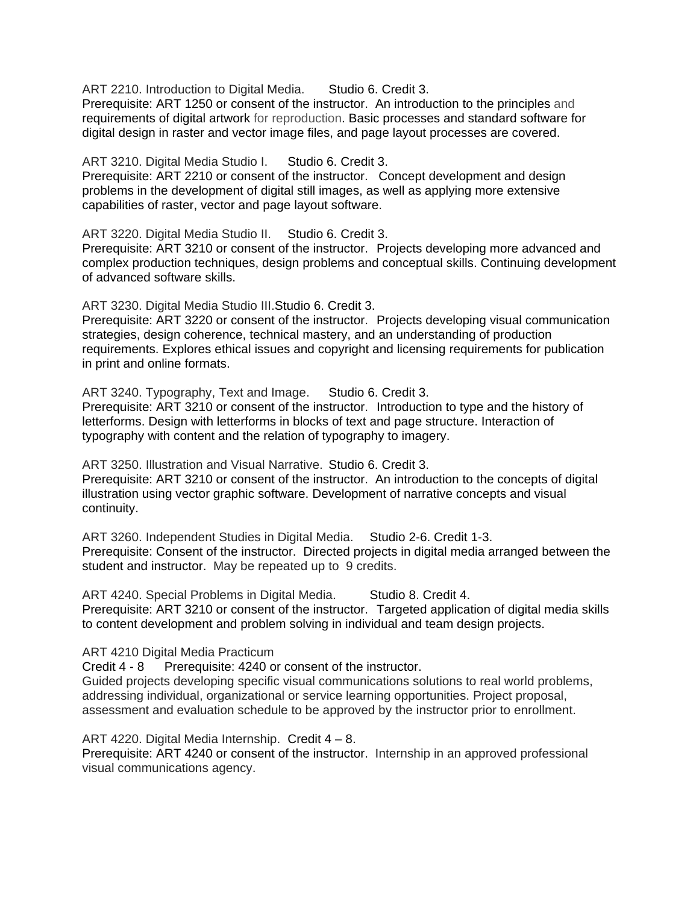ART 2210. Introduction to Digital Media.    Studio 6. Credit 3.
Prerequisite: ART 1250 or consent of the instructor. An introduction to the principles and requirements of digital artwork for reproduction. Basic processes and standard software for digital design in raster and vector image files, and page layout processes are covered.

ART 3210. Digital Media Studio I.    Studio 6. Credit 3.
Prerequisite: ART 2210 or consent of the instructor. Concept development and design problems in the development of digital still images, as well as applying more extensive capabilities of raster, vector and page layout software.

ART 3220. Digital Media Studio II.    Studio 6. Credit 3.
Prerequisite: ART 3210 or consent of the instructor. Projects developing more advanced and complex production techniques, design problems and conceptual skills. Continuing development of advanced software skills.

ART 3230. Digital Media Studio III.Studio 6. Credit 3.
Prerequisite: ART 3220 or consent of the instructor. Projects developing visual communication strategies, design coherence, technical mastery, and an understanding of production requirements. Explores ethical issues and copyright and licensing requirements for publication in print and online formats.

ART 3240. Typography, Text and Image.    Studio 6. Credit 3.
Prerequisite: ART 3210 or consent of the instructor. Introduction to type and the history of letterforms. Design with letterforms in blocks of text and page structure. Interaction of typography with content and the relation of typography to imagery.

ART 3250. Illustration and Visual Narrative. Studio 6. Credit 3.
Prerequisite: ART 3210 or consent of the instructor. An introduction to the concepts of digital illustration using vector graphic software. Development of narrative concepts and visual continuity.

ART 3260. Independent Studies in Digital Media.    Studio 2-6. Credit 1-3.
Prerequisite: Consent of the instructor. Directed projects in digital media arranged between the student and instructor. May be repeated up to 9 credits.

ART 4240. Special Problems in Digital Media.    Studio 8. Credit 4.
Prerequisite: ART 3210 or consent of the instructor. Targeted application of digital media skills to content development and problem solving in individual and team design projects.

ART 4210 Digital Media Practicum
Credit 4 - 8    Prerequisite: 4240 or consent of the instructor.
Guided projects developing specific visual communications solutions to real world problems, addressing individual, organizational or service learning opportunities. Project proposal, assessment and evaluation schedule to be approved by the instructor prior to enrollment.

ART 4220. Digital Media Internship. Credit 4 – 8.
Prerequisite: ART 4240 or consent of the instructor. Internship in an approved professional visual communications agency.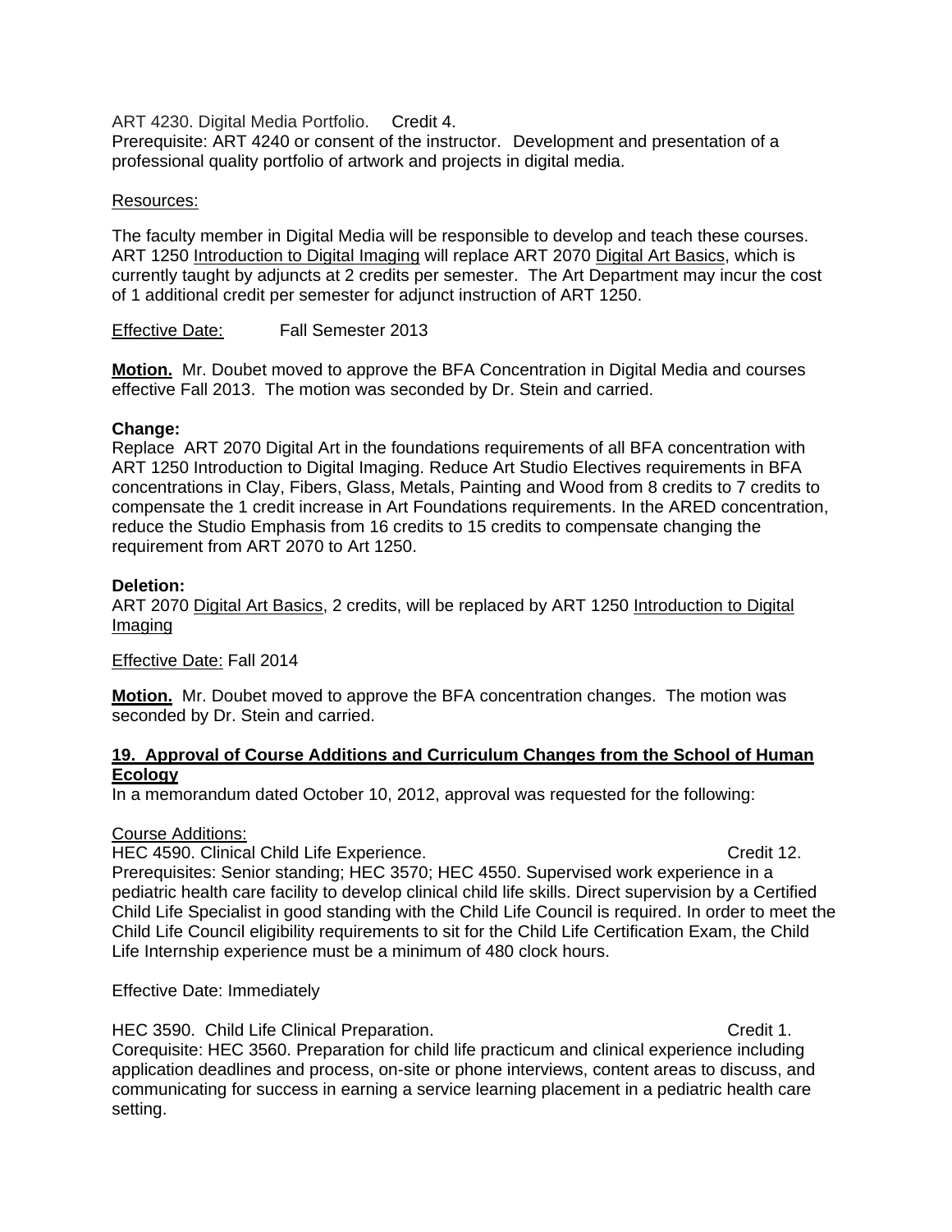ART 4230. Digital Media Portfolio. Credit 4.
Prerequisite: ART 4240 or consent of the instructor. Development and presentation of a professional quality portfolio of artwork and projects in digital media.

Resources:

The faculty member in Digital Media will be responsible to develop and teach these courses. ART 1250 Introduction to Digital Imaging will replace ART 2070 Digital Art Basics, which is currently taught by adjuncts at 2 credits per semester. The Art Department may incur the cost of 1 additional credit per semester for adjunct instruction of ART 1250.

Effective Date: Fall Semester 2013

**Motion.** Mr. Doubet moved to approve the BFA Concentration in Digital Media and courses effective Fall 2013. The motion was seconded by Dr. Stein and carried.

**Change:**
Replace ART 2070 Digital Art in the foundations requirements of all BFA concentration with ART 1250 Introduction to Digital Imaging. Reduce Art Studio Electives requirements in BFA concentrations in Clay, Fibers, Glass, Metals, Painting and Wood from 8 credits to 7 credits to compensate the 1 credit increase in Art Foundations requirements. In the ARED concentration, reduce the Studio Emphasis from 16 credits to 15 credits to compensate changing the requirement from ART 2070 to Art 1250.

**Deletion:**
ART 2070 Digital Art Basics, 2 credits, will be replaced by ART 1250 Introduction to Digital Imaging

Effective Date: Fall 2014

**Motion.** Mr. Doubet moved to approve the BFA concentration changes. The motion was seconded by Dr. Stein and carried.

## 19. Approval of Course Additions and Curriculum Changes from the School of Human Ecology

In a memorandum dated October 10, 2012, approval was requested for the following:

Course Additions:
HEC 4590. Clinical Child Life Experience. Credit 12.
Prerequisites: Senior standing; HEC 3570; HEC 4550. Supervised work experience in a pediatric health care facility to develop clinical child life skills. Direct supervision by a Certified Child Life Specialist in good standing with the Child Life Council is required. In order to meet the Child Life Council eligibility requirements to sit for the Child Life Certification Exam, the Child Life Internship experience must be a minimum of 480 clock hours.

Effective Date: Immediately

HEC 3590. Child Life Clinical Preparation. Credit 1.
Corequisite: HEC 3560. Preparation for child life practicum and clinical experience including application deadlines and process, on-site or phone interviews, content areas to discuss, and communicating for success in earning a service learning placement in a pediatric health care setting.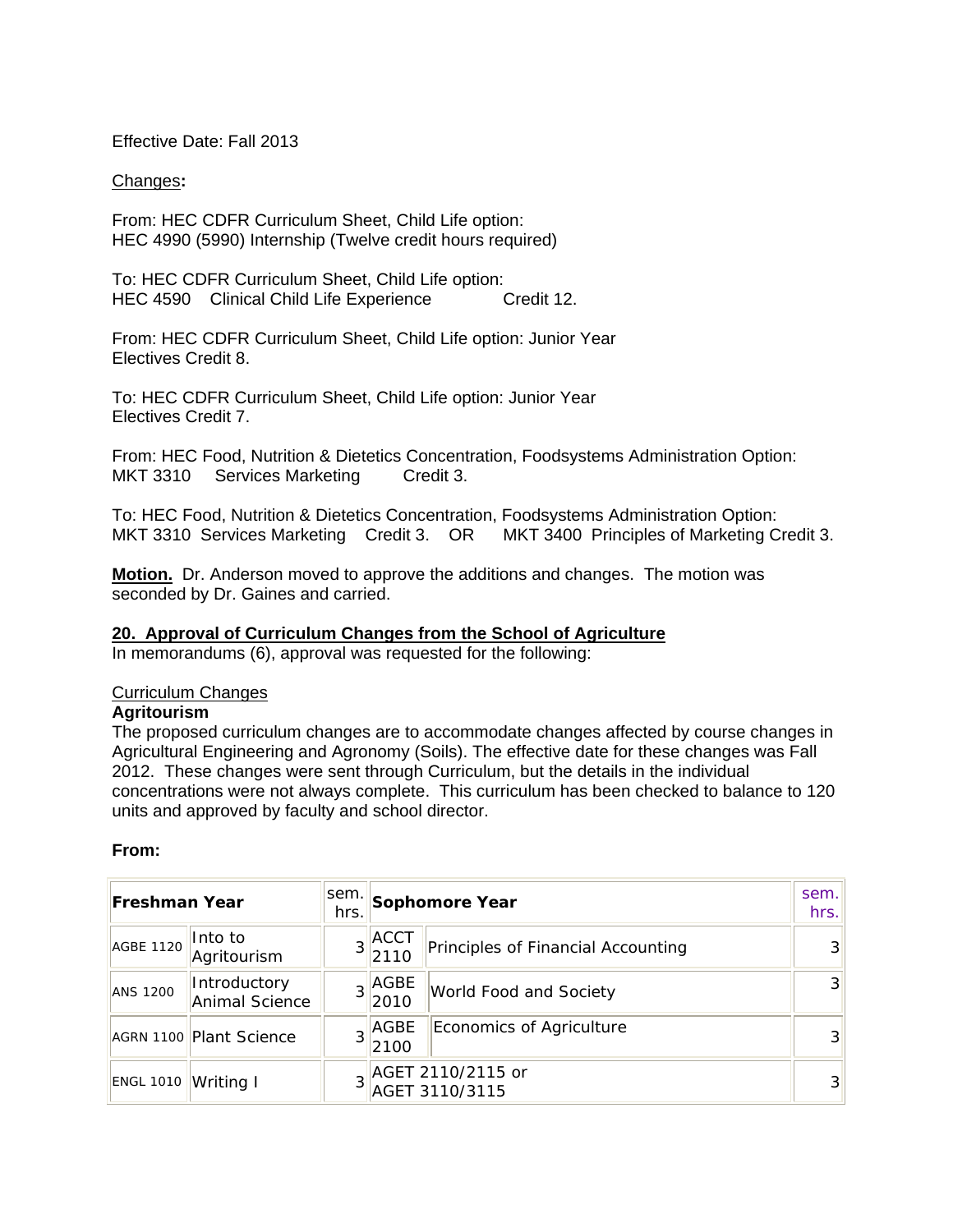Effective Date: Fall 2013

Changes:

From: HEC CDFR Curriculum Sheet, Child Life option:
HEC 4990 (5990) Internship (Twelve credit hours required)

To: HEC CDFR Curriculum Sheet, Child Life option:
HEC 4590 Clinical Child Life Experience Credit 12.

From: HEC CDFR Curriculum Sheet, Child Life option: Junior Year
Electives Credit 8.

To: HEC CDFR Curriculum Sheet, Child Life option: Junior Year
Electives Credit 7.

From: HEC Food, Nutrition & Dietetics Concentration, Foodsystems Administration Option:
MKT 3310 Services Marketing Credit 3.

To: HEC Food, Nutrition & Dietetics Concentration, Foodsystems Administration Option:
MKT 3310 Services Marketing Credit 3. OR MKT 3400 Principles of Marketing Credit 3.

**Motion.** Dr. Anderson moved to approve the additions and changes. The motion was seconded by Dr. Gaines and carried.

**20. Approval of Curriculum Changes from the School of Agriculture**

In memorandums (6), approval was requested for the following:

Curriculum Changes

**Agritourism**

The proposed curriculum changes are to accommodate changes affected by course changes in Agricultural Engineering and Agronomy (Soils). The effective date for these changes was Fall 2012. These changes were sent through Curriculum, but the details in the individual concentrations were not always complete. This curriculum has been checked to balance to 120 units and approved by faculty and school director.

**From:**

| **Freshman Year** | | sem. hrs. | **Sophomore Year** | | sem. hrs. |
|---|---|---|---|---|---|
| AGBE 1120 | Into to Agritourism | 3 | ACCT 2110 | Principles of Financial Accounting | 3 |
| ANS 1200 | Introductory Animal Science | 3 | AGBE 2010 | World Food and Society | 3 |
| AGRN 1100 | Plant Science | 3 | AGBE 2100 | Economics of Agriculture | 3 |
| ENGL 1010 | Writing I | 3 | AGET 2110/2115 or AGET 3110/3115 | | 3 |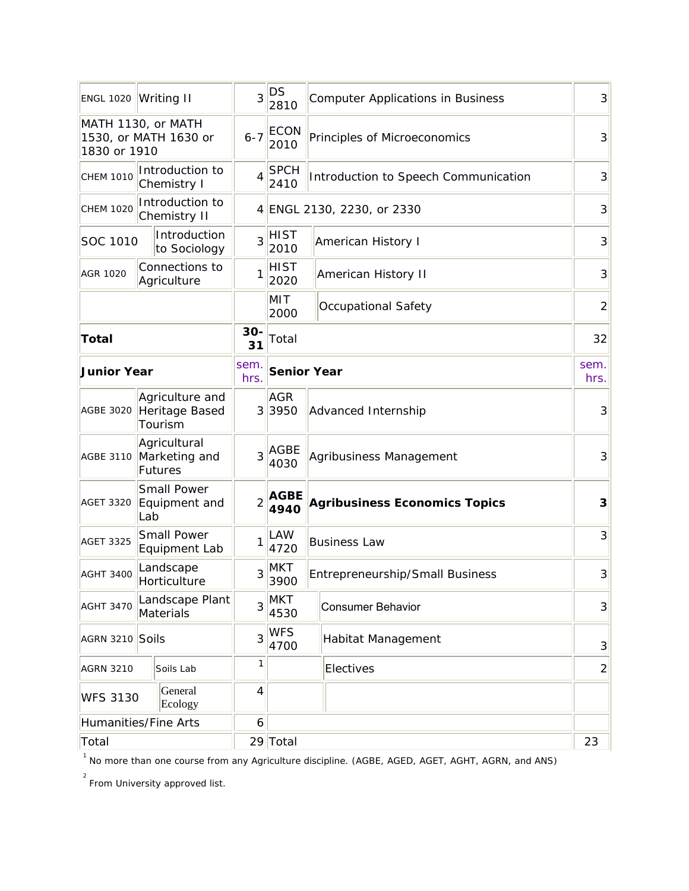| | | | | | |
|---|---|---|---|---|---|
| ENGL 1020 | Writing II | 3 | DS 2810 | Computer Applications in Business | 3 |
| MATH 1130, or MATH 1530, or MATH 1630 or 1830 or 1910 | | 6-7 | ECON 2010 | Principles of Microeconomics | 3 |
| CHEM 1010 | Introduction to Chemistry I | 4 | SPCH 2410 | Introduction to Speech Communication | 3 |
| CHEM 1020 | Introduction to Chemistry II | 4 | ENGL 2130, 2230, or 2330 | | 3 |
| SOC 1010 | Introduction to Sociology | 3 | HIST 2010 | American History I | 3 |
| AGR 1020 | Connections to Agriculture | 1 | HIST 2020 | American History II | 3 |
| | | | MIT 2000 | Occupational Safety | 2 |
| **Total** | | **30-31** | Total | | 32 |
| **Junior Year** | | sem. hrs. | **Senior Year** | | sem. hrs. |
| AGBE 3020 | Agriculture and Heritage Based Tourism | 3 | AGR 3950 | Advanced Internship | 3 |
| AGBE 3110 | Agricultural Marketing and Futures | 3 | AGBE 4030 | Agribusiness Management | 3 |
| AGET 3320 | Small Power Equipment and Lab | 2 | **AGBE 4940** | **Agribusiness Economics Topics** | **3** |
| AGET 3325 | Small Power Equipment Lab | 1 | LAW 4720 | Business Law | 3 |
| AGHT 3400 | Landscape Horticulture | 3 | MKT 3900 | Entrepreneurship/Small Business | 3 |
| AGHT 3470 | Landscape Plant Materials | 3 | MKT 4530 | Consumer Behavior | 3 |
| AGRN 3210 | Soils | 3 | WFS 4700 | Habitat Management | 3 |
| AGRN 3210 | Soils Lab | 1 | | Electives | 2 |
| WFS 3130 | General Ecology | 4 | | | |
| Humanities/Fine Arts | | 6 | | | |
| Total | | 29 | Total | | 23 |

[1] No more than one course from any Agriculture discipline. (AGBE, AGED, AGET, AGHT, AGRN, and ANS)

[2] From University approved list.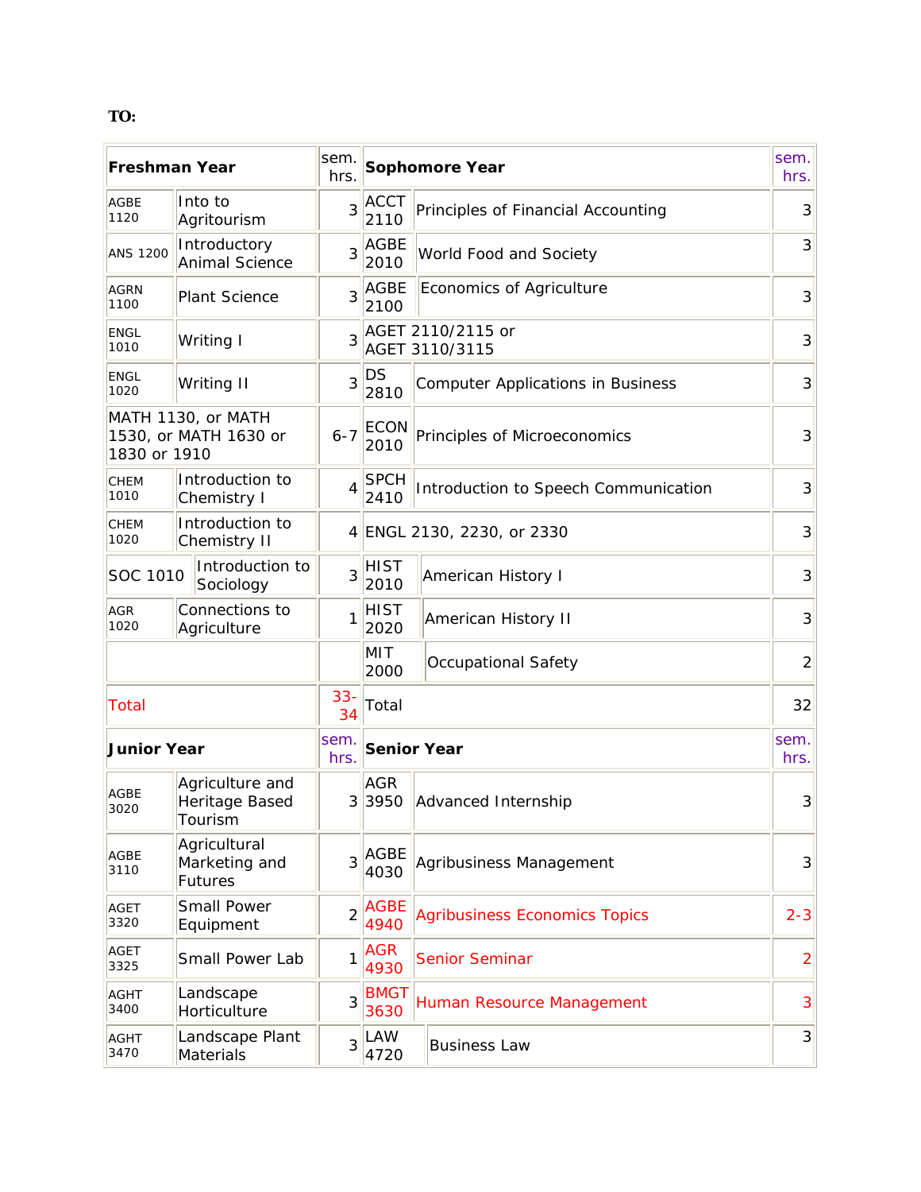**TO:**

| Freshman Year | | sem. hrs. | Sophomore Year | | sem. hrs. |
|---|---|---|---|---|---|
| AGBE 1120 | Into to Agritourism | 3 | ACCT 2110 | Principles of Financial Accounting | 3 |
| ANS 1200 | Introductory Animal Science | 3 | AGBE 2010 | World Food and Society | 3 |
| AGRN 1100 | Plant Science | 3 | AGBE 2100 | Economics of Agriculture | 3 |
| ENGL 1010 | Writing I | 3 | AGET 2110/2115 or AGET 3110/3115 | | 3 |
| ENGL 1020 | Writing II | 3 | DS 2810 | Computer Applications in Business | 3 |
| MATH 1130, or MATH 1530, or MATH 1630 or 1830 or 1910 | | 6-7 | ECON 2010 | Principles of Microeconomics | 3 |
| CHEM 1010 | Introduction to Chemistry I | 4 | SPCH 2410 | Introduction to Speech Communication | 3 |
| CHEM 1020 | Introduction to Chemistry II | 4 | ENGL 2130, 2230, or 2330 | | 3 |
| SOC 1010 | Introduction to Sociology | 3 | HIST 2010 | American History I | 3 |
| AGR 1020 | Connections to Agriculture | 1 | HIST 2020 | American History II | 3 |
| | | | MIT 2000 | Occupational Safety | 2 |
| Total | | 33-34 | Total | | 32 |
| **Junior Year** | | sem. hrs. | **Senior Year** | | sem. hrs. |
| AGBE 3020 | Agriculture and Heritage Based Tourism | 3 | AGR 3950 | Advanced Internship | 3 |
| AGBE 3110 | Agricultural Marketing and Futures | 3 | AGBE 4030 | Agribusiness Management | 3 |
| AGET 3320 | Small Power Equipment | 2 | AGBE 4940 | Agribusiness Economics Topics | 2-3 |
| AGET 3325 | Small Power Lab | 1 | AGR 4930 | Senior Seminar | 2 |
| AGHT 3400 | Landscape Horticulture | 3 | BMGT 3630 | Human Resource Management | 3 |
| AGHT 3470 | Landscape Plant Materials | 3 | LAW 4720 | Business Law | 3 |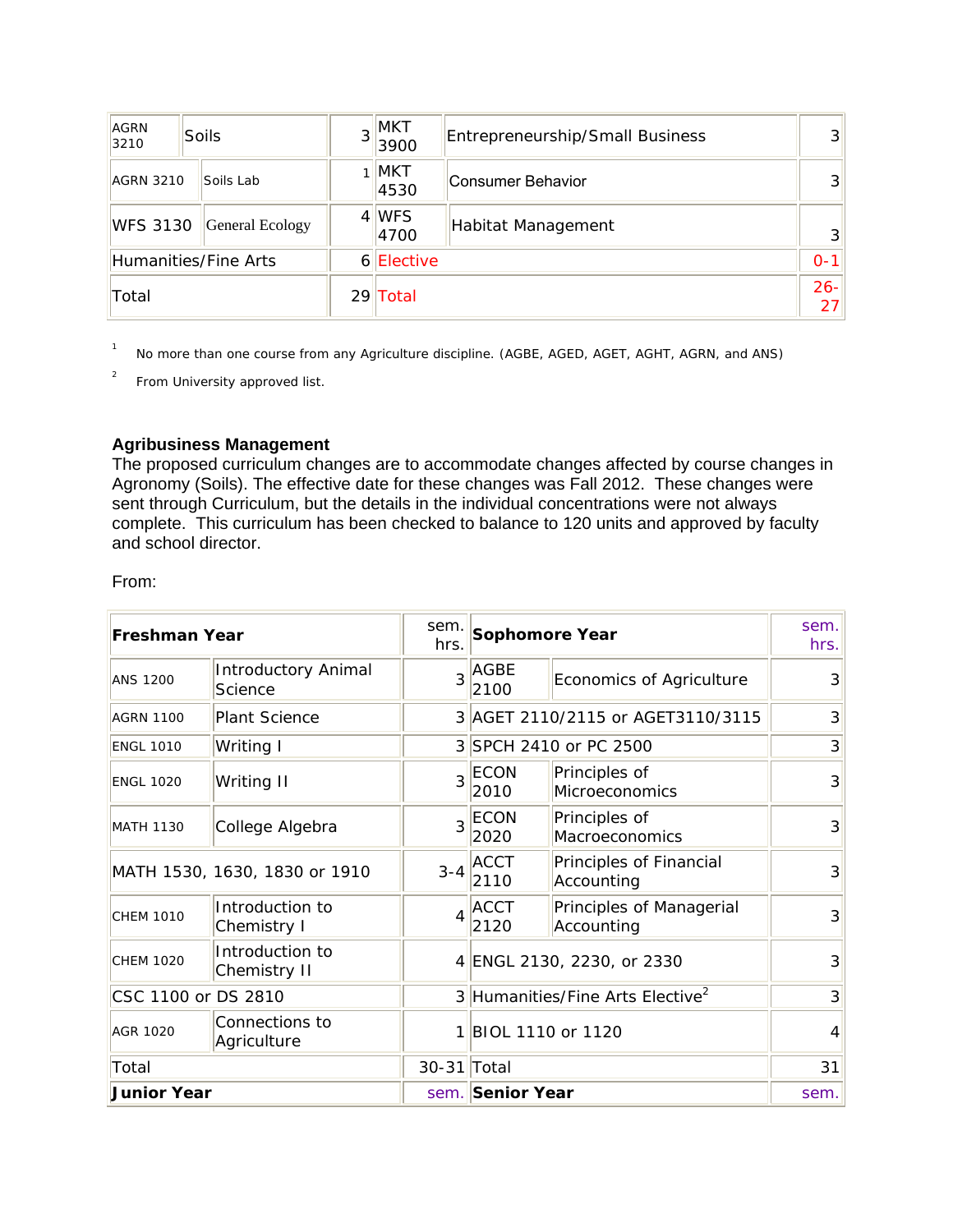| | | | | | |
|---|---|---|---|---|---|
| AGRN 3210 | Soils | 3 | MKT 3900 | Entrepreneurship/Small Business | 3 |
| AGRN 3210 | Soils Lab | 1 | MKT 4530 | Consumer Behavior | 3 |
| WFS 3130 | General Ecology | 4 | WFS 4700 | Habitat Management | 3 |
| Humanities/Fine Arts | | 6 | Elective | | 0-1 |
| Total | | 29 | Total | | 26-27 |

[1] No more than one course from any Agriculture discipline. (AGBE, AGED, AGET, AGHT, AGRN, and ANS)

[2] From University approved list.

**Agribusiness Management**

The proposed curriculum changes are to accommodate changes affected by course changes in Agronomy (Soils). The effective date for these changes was Fall 2012. These changes were sent through Curriculum, but the details in the individual concentrations were not always complete. This curriculum has been checked to balance to 120 units and approved by faculty and school director.

From:

| **Freshman Year** | | sem. hrs. | **Sophomore Year** | | sem. hrs. |
|---|---|---|---|---|---|
| ANS 1200 | Introductory Animal Science | 3 | AGBE 2100 | Economics of Agriculture | 3 |
| AGRN 1100 | Plant Science | 3 | AGET 2110/2115 or AGET3110/3115 | | 3 |
| ENGL 1010 | Writing I | 3 | SPCH 2410 or PC 2500 | | 3 |
| ENGL 1020 | Writing II | 3 | ECON 2010 | Principles of Microeconomics | 3 |
| MATH 1130 | College Algebra | 3 | ECON 2020 | Principles of Macroeconomics | 3 |
| MATH 1530, 1630, 1830 or 1910 | | 3-4 | ACCT 2110 | Principles of Financial Accounting | 3 |
| CHEM 1010 | Introduction to Chemistry I | 4 | ACCT 2120 | Principles of Managerial Accounting | 3 |
| CHEM 1020 | Introduction to Chemistry II | 4 | ENGL 2130, 2230, or 2330 | | 3 |
| CSC 1100 or DS 2810 | | 3 | Humanities/Fine Arts Elective[2] | | 3 |
| AGR 1020 | Connections to Agriculture | 1 | BIOL 1110 or 1120 | | 4 |
| Total | | 30-31 | Total | | 31 |
| **Junior Year** | | sem. | **Senior Year** | | sem. |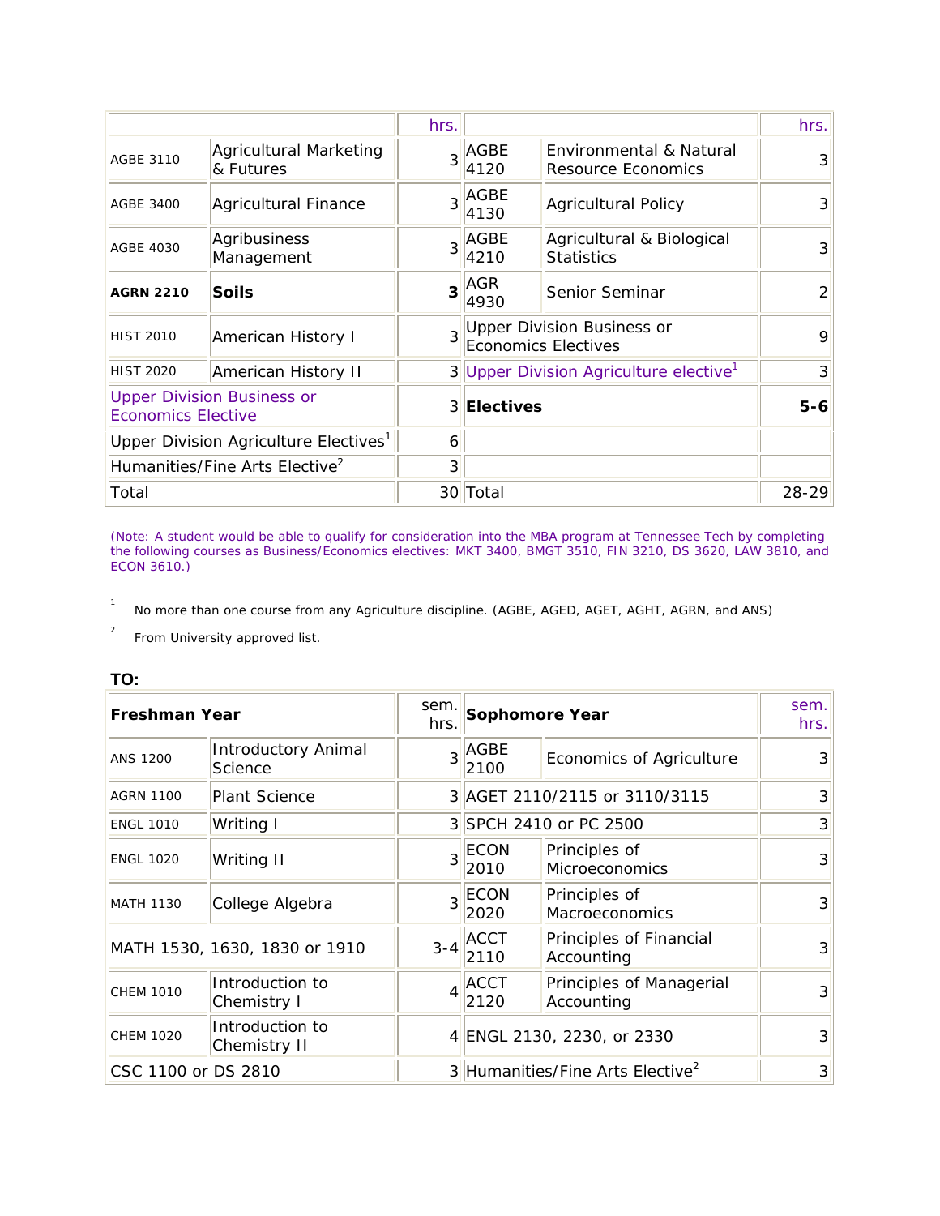| | | hrs. | | | hrs. |
|---|---|---|---|---|---|
| AGBE 3110 | Agricultural Marketing & Futures | 3 | AGBE 4120 | Environmental & Natural Resource Economics | 3 |
| AGBE 3400 | Agricultural Finance | 3 | AGBE 4130 | Agricultural Policy | 3 |
| AGBE 4030 | Agribusiness Management | 3 | AGBE 4210 | Agricultural & Biological Statistics | 3 |
| **AGRN 2210** | **Soils** | **3** | AGR 4930 | Senior Seminar | 2 |
| HIST 2010 | American History I | 3 | Upper Division Business or Economics Electives | | 9 |
| HIST 2020 | American History II | 3 | Upper Division Agriculture elective[1] | | 3 |
| Upper Division Business or Economics Elective | | 3 | **Electives** | | **5-6** |
| Upper Division Agriculture Electives[1] | | 6 | | | |
| Humanities/Fine Arts Elective[2] | | 3 | | | |
| Total | | 30 | Total | | 28-29 |

(Note: A student would be able to qualify for consideration into the MBA program at Tennessee Tech by completing the following courses as Business/Economics electives: MKT 3400, BMGT 3510, FIN 3210, DS 3620, LAW 3810, and ECON 3610.)

[1] No more than one course from any Agriculture discipline. (AGBE, AGED, AGET, AGHT, AGRN, and ANS)

[2] From University approved list.

**TO:**

| **Freshman Year** | | sem. hrs. | **Sophomore Year** | | sem. hrs. |
|---|---|---|---|---|---|
| ANS 1200 | Introductory Animal Science | 3 | AGBE 2100 | Economics of Agriculture | 3 |
| AGRN 1100 | Plant Science | 3 | AGET 2110/2115 or 3110/3115 | | 3 |
| ENGL 1010 | Writing I | 3 | SPCH 2410 or PC 2500 | | 3 |
| ENGL 1020 | Writing II | 3 | ECON 2010 | Principles of Microeconomics | 3 |
| MATH 1130 | College Algebra | 3 | ECON 2020 | Principles of Macroeconomics | 3 |
| MATH 1530, 1630, 1830 or 1910 | | 3-4 | ACCT 2110 | Principles of Financial Accounting | 3 |
| CHEM 1010 | Introduction to Chemistry I | 4 | ACCT 2120 | Principles of Managerial Accounting | 3 |
| CHEM 1020 | Introduction to Chemistry II | 4 | ENGL 2130, 2230, or 2330 | | 3 |
| CSC 1100 or DS 2810 | | 3 | Humanities/Fine Arts Elective[2] | | 3 |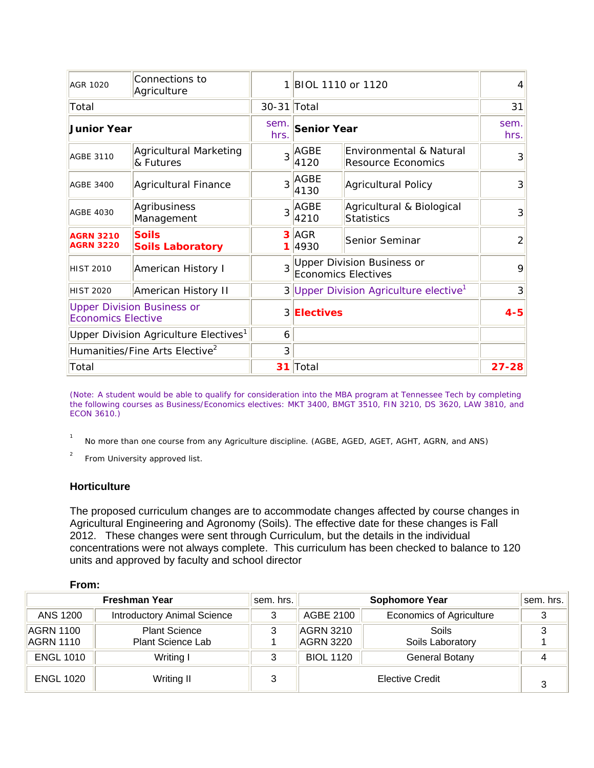| | | | | | |
|---|---|---|---|---|---|
| AGR 1020 | Connections to Agriculture | 1 | BIOL 1110 or 1120 | | 4 |
| Total | | 30-31 | Total | | 31 |
| **Junior Year** | | sem. hrs. | **Senior Year** | | sem. hrs. |
| AGBE 3110 | Agricultural Marketing & Futures | 3 | AGBE 4120 | Environmental & Natural Resource Economics | 3 |
| AGBE 3400 | Agricultural Finance | 3 | AGBE 4130 | Agricultural Policy | 3 |
| AGBE 4030 | Agribusiness Management | 3 | AGBE 4210 | Agricultural & Biological Statistics | 3 |
| **AGRN 3210** **AGRN 3220** | **Soils** **Soils Laboratory** | **3** **1** | AGR 4930 | Senior Seminar | 2 |
| HIST 2010 | American History I | 3 | Upper Division Business or Economics Electives | | 9 |
| HIST 2020 | American History II | 3 | Upper Division Agriculture elective[1] | | 3 |
| Upper Division Business or Economics Elective | | 3 | **Electives** | | **4-5** |
| Upper Division Agriculture Electives[1] | | 6 | | | |
| Humanities/Fine Arts Elective[2] | | 3 | | | |
| Total | | **31** | Total | | **27-28** |

(Note: A student would be able to qualify for consideration into the MBA program at Tennessee Tech by completing the following courses as Business/Economics electives: MKT 3400, BMGT 3510, FIN 3210, DS 3620, LAW 3810, and ECON 3610.)

[1] No more than one course from any Agriculture discipline. (AGBE, AGED, AGET, AGHT, AGRN, and ANS)

[2] From University approved list.

### Horticulture

The proposed curriculum changes are to accommodate changes affected by course changes in Agricultural Engineering and Agronomy (Soils). The effective date for these changes is Fall 2012. These changes were sent through Curriculum, but the details in the individual concentrations were not always complete. This curriculum has been checked to balance to 120 units and approved by faculty and school director

**From:**

| Freshman Year | | sem. hrs. | Sophomore Year | | sem. hrs. |
|---|---|---|---|---|---|
| ANS 1200 | Introductory Animal Science | 3 | AGBE 2100 | Economics of Agriculture | 3 |
| AGRN 1100 AGRN 1110 | Plant Science Plant Science Lab | 3 1 | AGRN 3210 AGRN 3220 | Soils Soils Laboratory | 3 1 |
| ENGL 1010 | Writing I | 3 | BIOL 1120 | General Botany | 4 |
| ENGL 1020 | Writing II | 3 | Elective Credit | | 3 |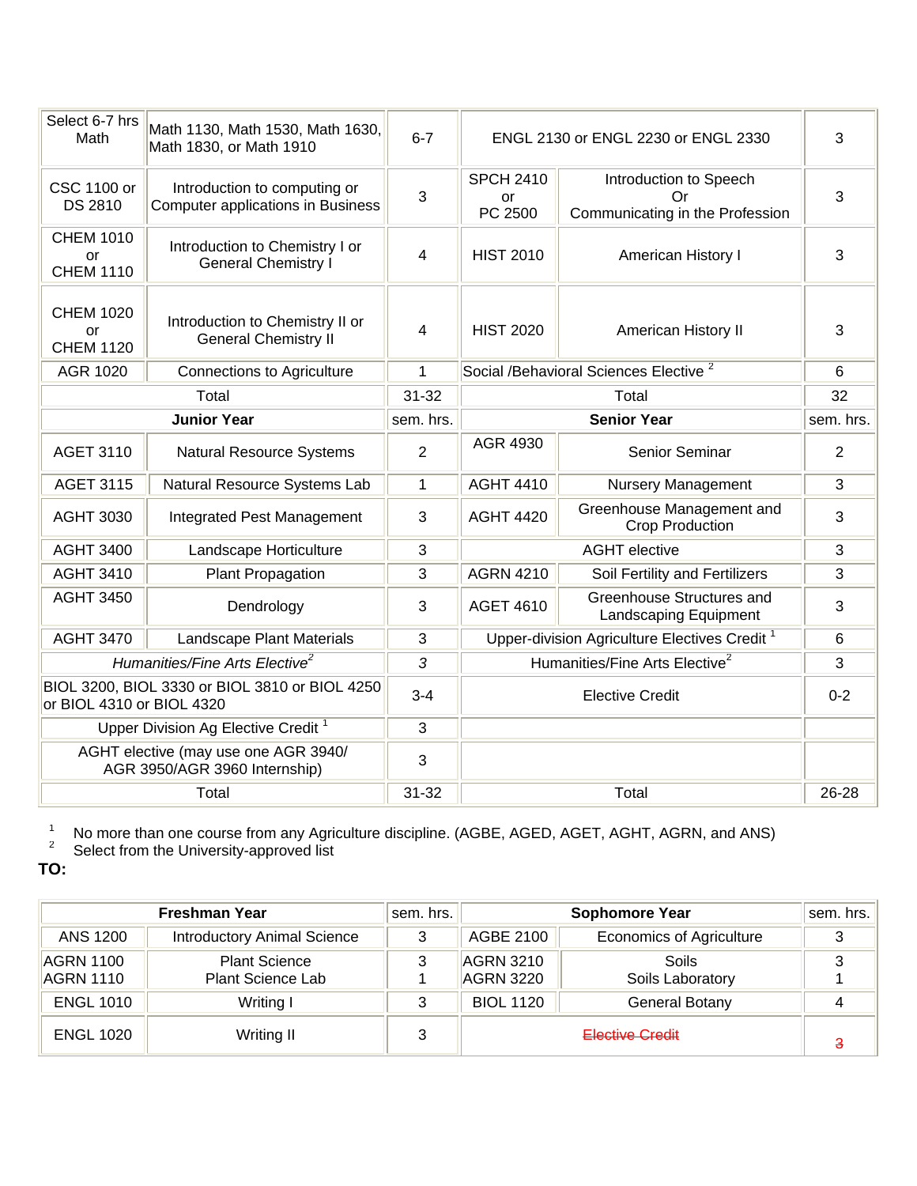| | | | | | |
|---|---|---|---|---|---|
| Select 6-7 hrs Math | Math 1130, Math 1530, Math 1630, Math 1830, or Math 1910 | 6-7 | ENGL 2130 or ENGL 2230 or ENGL 2330 | | 3 |
| CSC 1100 or DS 2810 | Introduction to computing or Computer applications in Business | 3 | SPCH 2410 or PC 2500 | Introduction to Speech Or Communicating in the Profession | 3 |
| CHEM 1010 or CHEM 1110 | Introduction to Chemistry I or General Chemistry I | 4 | HIST 2010 | American History I | 3 |
| CHEM 1020 or CHEM 1120 | Introduction to Chemistry II or General Chemistry II | 4 | HIST 2020 | American History II | 3 |
| AGR 1020 | Connections to Agriculture | 1 | Social /Behavioral Sciences Elective [2] | | 6 |
| Total | | 31-32 | Total | | 32 |
| **Junior Year** | | sem. hrs. | **Senior Year** | | sem. hrs. |
| AGET 3110 | Natural Resource Systems | 2 | AGR 4930 | Senior Seminar | 2 |
| AGET 3115 | Natural Resource Systems Lab | 1 | AGHT 4410 | Nursery Management | 3 |
| AGHT 3030 | Integrated Pest Management | 3 | AGHT 4420 | Greenhouse Management and Crop Production | 3 |
| AGHT 3400 | Landscape Horticulture | 3 | AGHT elective | | 3 |
| AGHT 3410 | Plant Propagation | 3 | AGRN 4210 | Soil Fertility and Fertilizers | 3 |
| AGHT 3450 | Dendrology | 3 | AGET 4610 | Greenhouse Structures and Landscaping Equipment | 3 |
| AGHT 3470 | Landscape Plant Materials | 3 | Upper-division Agriculture Electives Credit [1] | | 6 |
| *Humanities/Fine Arts Elective[2]* | | *3* | Humanities/Fine Arts Elective[2] | | 3 |
| BIOL 3200, BIOL 3330 or BIOL 3810 or BIOL 4250 or BIOL 4310 or BIOL 4320 | | 3-4 | Elective Credit | | 0-2 |
| Upper Division Ag Elective Credit [1] | | 3 | | | |
| AGHT elective (may use one AGR 3940/ AGR 3950/AGR 3960 Internship) | | 3 | | | |
| Total | | 31-32 | Total | | 26-28 |

[1] No more than one course from any Agriculture discipline. (AGBE, AGED, AGET, AGHT, AGRN, and ANS)
[2] Select from the University-approved list

**TO:**

| **Freshman Year** | | sem. hrs. | **Sophomore Year** | | sem. hrs. |
|---|---|---|---|---|---|
| ANS 1200 | Introductory Animal Science | 3 | AGBE 2100 | Economics of Agriculture | 3 |
| AGRN 1100<br>AGRN 1110 | Plant Science<br>Plant Science Lab | 3<br>1 | AGRN 3210<br>AGRN 3220 | Soils<br>Soils Laboratory | 3<br>1 |
| ENGL 1010 | Writing I | 3 | BIOL 1120 | General Botany | 4 |
| ENGL 1020 | Writing II | 3 | ~~Elective Credit~~ | | ~~3~~ |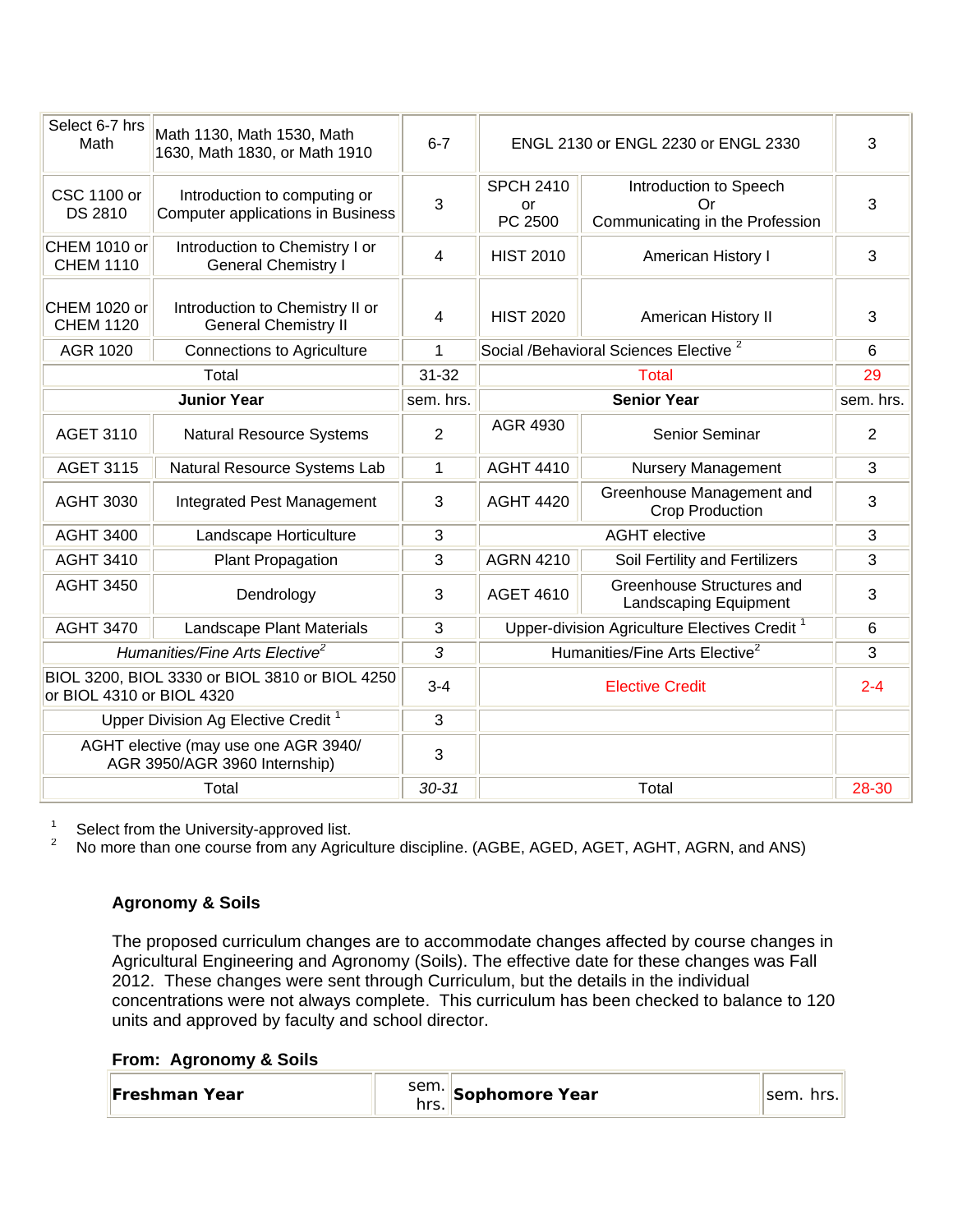| | | | | | |
|---|---|---|---|---|---|
| Select 6-7 hrs Math | Math 1130, Math 1530, Math 1630, Math 1830, or Math 1910 | 6-7 | ENGL 2130 or ENGL 2230 or ENGL 2330 | | 3 |
| CSC 1100 or DS 2810 | Introduction to computing or Computer applications in Business | 3 | SPCH 2410 or PC 2500 | Introduction to Speech Or Communicating in the Profession | 3 |
| CHEM 1010 or CHEM 1110 | Introduction to Chemistry I or General Chemistry I | 4 | HIST 2010 | American History I | 3 |
| CHEM 1020 or CHEM 1120 | Introduction to Chemistry II or General Chemistry II | 4 | HIST 2020 | American History II | 3 |
| AGR 1020 | Connections to Agriculture | 1 | Social /Behavioral Sciences Elective [2] | | 6 |
| Total | | 31-32 | Total | | 29 |
| **Junior Year** | | sem. hrs. | **Senior Year** | | sem. hrs. |
| AGET 3110 | Natural Resource Systems | 2 | AGR 4930 | Senior Seminar | 2 |
| AGET 3115 | Natural Resource Systems Lab | 1 | AGHT 4410 | Nursery Management | 3 |
| AGHT 3030 | Integrated Pest Management | 3 | AGHT 4420 | Greenhouse Management and Crop Production | 3 |
| AGHT 3400 | Landscape Horticulture | 3 | AGHT elective | | 3 |
| AGHT 3410 | Plant Propagation | 3 | AGRN 4210 | Soil Fertility and Fertilizers | 3 |
| AGHT 3450 | Dendrology | 3 | AGET 4610 | Greenhouse Structures and Landscaping Equipment | 3 |
| AGHT 3470 | Landscape Plant Materials | 3 | Upper-division Agriculture Electives Credit [1] | | 6 |
| *Humanities/Fine Arts Elective[2]* | | *3* | Humanities/Fine Arts Elective[2] | | 3 |
| BIOL 3200, BIOL 3330 or BIOL 3810 or BIOL 4250 or BIOL 4310 or BIOL 4320 | | 3-4 | Elective Credit | | 2-4 |
| Upper Division Ag Elective Credit [1] | | 3 | | | |
| AGHT elective (may use one AGR 3940/ AGR 3950/AGR 3960 Internship) | | 3 | | | |
| Total | | *30-31* | Total | | 28-30 |

[1] Select from the University-approved list.
[2] No more than one course from any Agriculture discipline. (AGBE, AGED, AGET, AGHT, AGRN, and ANS)

**Agronomy & Soils**

The proposed curriculum changes are to accommodate changes affected by course changes in Agricultural Engineering and Agronomy (Soils). The effective date for these changes was Fall 2012. These changes were sent through Curriculum, but the details in the individual concentrations were not always complete. This curriculum has been checked to balance to 120 units and approved by faculty and school director.

**From: Agronomy & Soils**

| **Freshman Year** | sem. hrs. | **Sophomore Year** | sem. hrs. |
|---|---|---|---|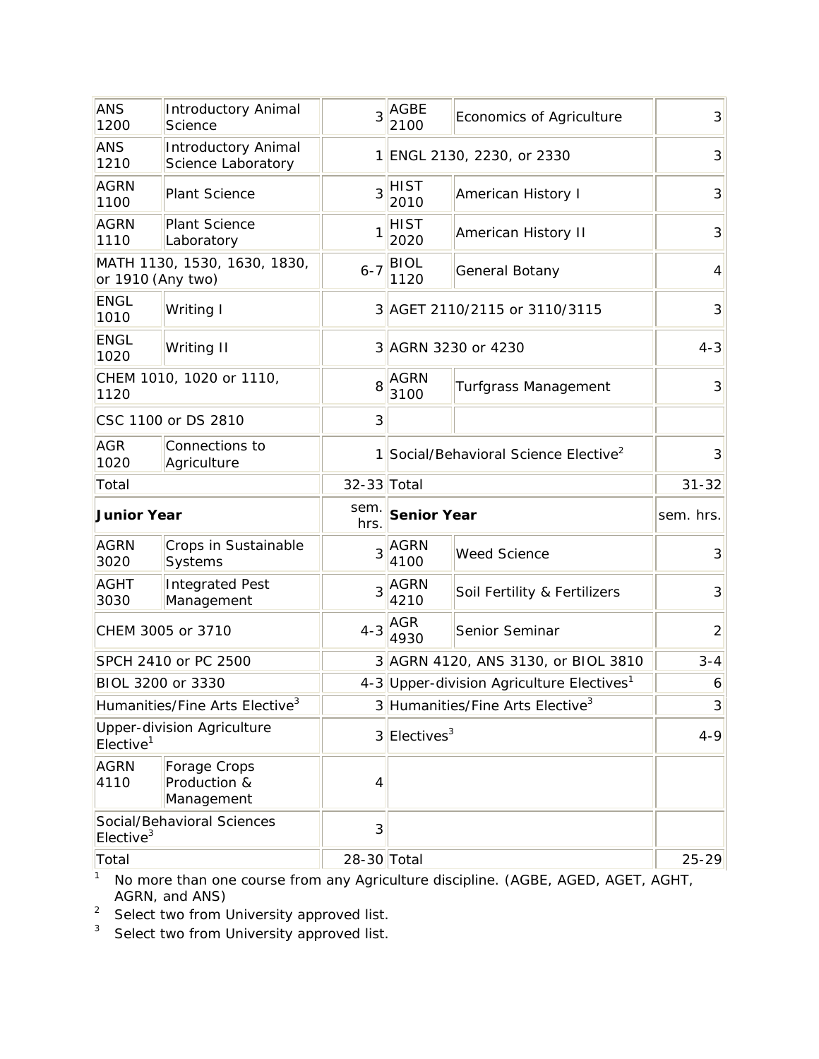| | | | | | |
|---|---|---|---|---|---|
| ANS 1200 | Introductory Animal Science | 3 | AGBE 2100 | Economics of Agriculture | 3 |
| ANS 1210 | Introductory Animal Science Laboratory | 1 | ENGL 2130, 2230, or 2330 | | 3 |
| AGRN 1100 | Plant Science | 3 | HIST 2010 | American History I | 3 |
| AGRN 1110 | Plant Science Laboratory | 1 | HIST 2020 | American History II | 3 |
| MATH 1130, 1530, 1630, 1830, or 1910 (Any two) | | 6-7 | BIOL 1120 | General Botany | 4 |
| ENGL 1010 | Writing I | 3 | AGET 2110/2115 or 3110/3115 | | 3 |
| ENGL 1020 | Writing II | 3 | AGRN 3230 or 4230 | | 4-3 |
| CHEM 1010, 1020 or 1110, 1120 | | 8 | AGRN 3100 | Turfgrass Management | 3 |
| CSC 1100 or DS 2810 | | 3 | | | |
| AGR 1020 | Connections to Agriculture | 1 | Social/Behavioral Science Elective[2] | | 3 |
| Total | | 32-33 | Total | | 31-32 |
| **Junior Year** | | sem. hrs. | **Senior Year** | | sem. hrs. |
| AGRN 3020 | Crops in Sustainable Systems | 3 | AGRN 4100 | Weed Science | 3 |
| AGHT 3030 | Integrated Pest Management | 3 | AGRN 4210 | Soil Fertility & Fertilizers | 3 |
| CHEM 3005 or 3710 | | 4-3 | AGR 4930 | Senior Seminar | 2 |
| SPCH 2410 or PC 2500 | | 3 | AGRN 4120, ANS 3130, or BIOL 3810 | | 3-4 |
| BIOL 3200 or 3330 | | 4-3 | Upper-division Agriculture Electives[1] | | 6 |
| Humanities/Fine Arts Elective[3] | | 3 | Humanities/Fine Arts Elective[3] | | 3 |
| Upper-division Agriculture Elective[1] | | 3 | Electives[3] | | 4-9 |
| AGRN 4110 | Forage Crops Production & Management | 4 | | | |
| Social/Behavioral Sciences Elective[3] | | 3 | | | |
| Total | | 28-30 | Total | | 25-29 |

[1] No more than one course from any Agriculture discipline. (AGBE, AGED, AGET, AGHT, AGRN, and ANS)

[2] Select two from University approved list.

[3] Select two from University approved list.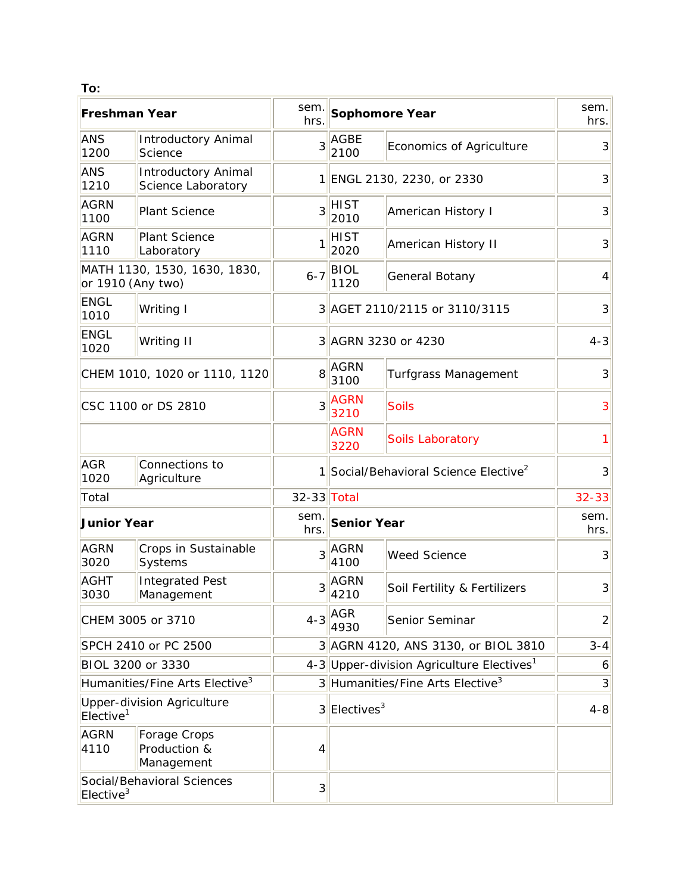**To:**

| Freshman Year | | sem. hrs. | Sophomore Year | | sem. hrs. |
|---|---|---|---|---|---|
| ANS 1200 | Introductory Animal Science | 3 | AGBE 2100 | Economics of Agriculture | 3 |
| ANS 1210 | Introductory Animal Science Laboratory | 1 | ENGL 2130, 2230, or 2330 | | 3 |
| AGRN 1100 | Plant Science | 3 | HIST 2010 | American History I | 3 |
| AGRN 1110 | Plant Science Laboratory | 1 | HIST 2020 | American History II | 3 |
| MATH 1130, 1530, 1630, 1830, or 1910 (Any two) | | 6-7 | BIOL 1120 | General Botany | 4 |
| ENGL 1010 | Writing I | 3 | AGET 2110/2115 or 3110/3115 | | 3 |
| ENGL 1020 | Writing II | 3 | AGRN 3230 or 4230 | | 4-3 |
| CHEM 1010, 1020 or 1110, 1120 | | 8 | AGRN 3100 | Turfgrass Management | 3 |
| CSC 1100 or DS 2810 | | 3 | AGRN 3210 | Soils | 3 |
| | | | AGRN 3220 | Soils Laboratory | 1 |
| AGR 1020 | Connections to Agriculture | 1 | Social/Behavioral Science Elective[2] | | 3 |
| Total | | 32-33 | Total | | 32-33 |
| **Junior Year** | | sem. hrs. | **Senior Year** | | sem. hrs. |
| AGRN 3020 | Crops in Sustainable Systems | 3 | AGRN 4100 | Weed Science | 3 |
| AGHT 3030 | Integrated Pest Management | 3 | AGRN 4210 | Soil Fertility & Fertilizers | 3 |
| CHEM 3005 or 3710 | | 4-3 | AGR 4930 | Senior Seminar | 2 |
| SPCH 2410 or PC 2500 | | 3 | AGRN 4120, ANS 3130, or BIOL 3810 | | 3-4 |
| BIOL 3200 or 3330 | | 4-3 | Upper-division Agriculture Electives[1] | | 6 |
| Humanities/Fine Arts Elective[3] | | 3 | Humanities/Fine Arts Elective[3] | | 3 |
| Upper-division Agriculture Elective[1] | | 3 | Electives[3] | | 4-8 |
| AGRN 4110 | Forage Crops Production & Management | 4 | | | |
| Social/Behavioral Sciences Elective[3] | | 3 | | | |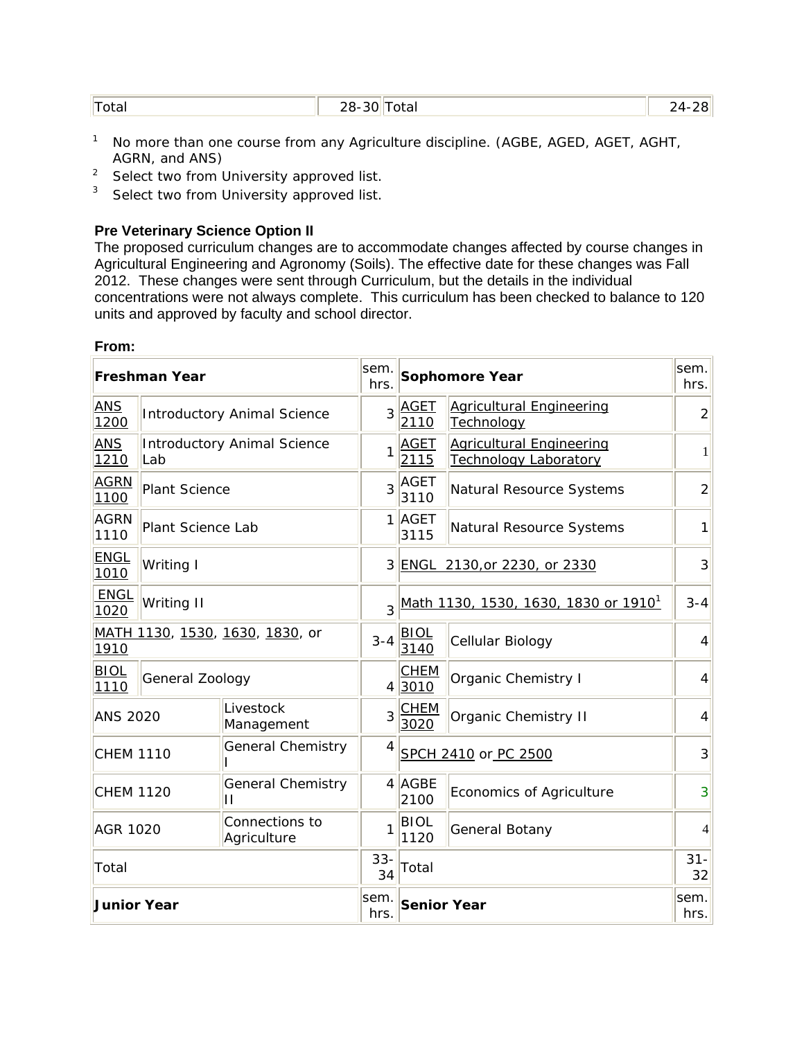| Total | | 28-30 | Total | | 24-28 |
|---|---|---|---|---|---|

[1] No more than one course from any Agriculture discipline. (AGBE, AGED, AGET, AGHT, AGRN, and ANS)
[2] Select two from University approved list.
[3] Select two from University approved list.

**Pre Veterinary Science Option II**

The proposed curriculum changes are to accommodate changes affected by course changes in Agricultural Engineering and Agronomy (Soils). The effective date for these changes was Fall 2012. These changes were sent through Curriculum, but the details in the individual concentrations were not always complete. This curriculum has been checked to balance to 120 units and approved by faculty and school director.

**From:**

| **Freshman Year** | | sem. hrs. | **Sophomore Year** | | sem. hrs. |
|---|---|---|---|---|---|
| ANS 1200 | Introductory Animal Science | 3 | AGET 2110 | Agricultural Engineering Technology | 2 |
| ANS 1210 | Introductory Animal Science Lab | 1 | AGET 2115 | Agricultural Engineering Technology Laboratory | 1 |
| AGRN 1100 | Plant Science | 3 | AGET 3110 | Natural Resource Systems | 2 |
| AGRN 1110 | Plant Science Lab | 1 | AGET 3115 | Natural Resource Systems | 1 |
| ENGL 1010 | Writing I | 3 | ENGL 2130,or 2230, or 2330 | | 3 |
| ENGL 1020 | Writing II | 3 | Math 1130, 1530, 1630, 1830 or 1910[1] | | 3-4 |
| MATH 1130, 1530, 1630, 1830, or 1910 | | 3-4 | BIOL 3140 | Cellular Biology | 4 |
| BIOL 1110 | General Zoology | 4 | CHEM 3010 | Organic Chemistry I | 4 |
| ANS 2020 | Livestock Management | 3 | CHEM 3020 | Organic Chemistry II | 4 |
| CHEM 1110 | General Chemistry I | 4 | SPCH 2410 or PC 2500 | | 3 |
| CHEM 1120 | General Chemistry II | 4 | AGBE 2100 | Economics of Agriculture | 3 |
| AGR 1020 | Connections to Agriculture | 1 | BIOL 1120 | General Botany | 4 |
| Total | | 33-34 | Total | | 31-32 |
| **Junior Year** | | sem. hrs. | **Senior Year** | | sem. hrs. |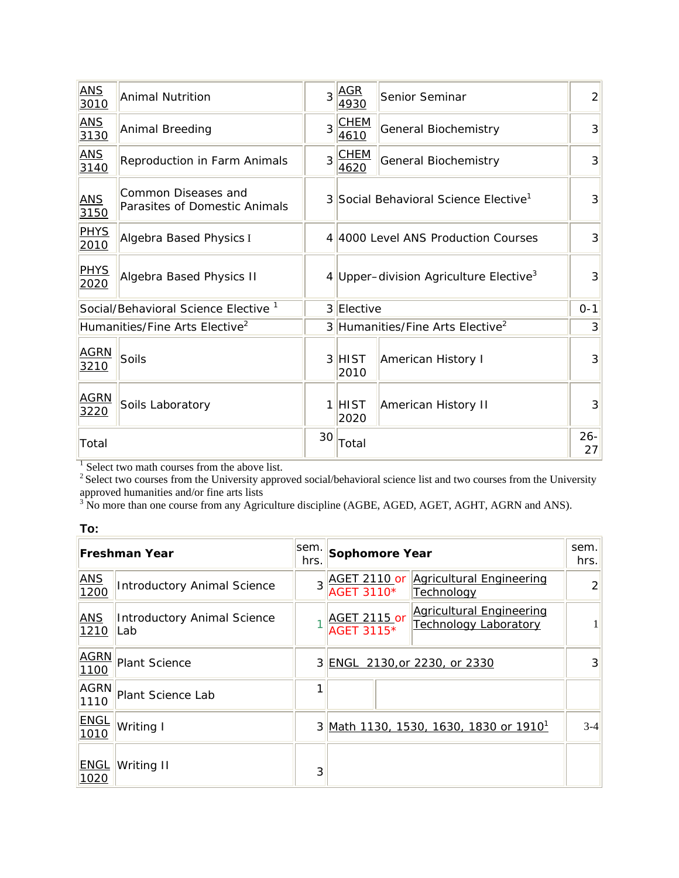| | | | | | |
|---|---|---|---|---|---|
| ANS 3010 | Animal Nutrition | 3 | AGR 4930 | Senior Seminar | 2 |
| ANS 3130 | Animal Breeding | 3 | CHEM 4610 | General Biochemistry | 3 |
| ANS 3140 | Reproduction in Farm Animals | 3 | CHEM 4620 | General Biochemistry | 3 |
| ANS 3150 | Common Diseases and Parasites of Domestic Animals | 3 | Social Behavioral Science Elective[1] | | 3 |
| PHYS 2010 | Algebra Based Physics I | 4 | 4000 Level ANS Production Courses | | 3 |
| PHYS 2020 | Algebra Based Physics II | 4 | Upper–division Agriculture Elective[3] | | 3 |
| Social/Behavioral Science Elective [1] | | 3 | Elective | | 0-1 |
| Humanities/Fine Arts Elective[2] | | 3 | Humanities/Fine Arts Elective[2] | | 3 |
| AGRN 3210 | Soils | 3 | HIST 2010 | American History I | 3 |
| AGRN 3220 | Soils Laboratory | 1 | HIST 2020 | American History II | 3 |
| Total | | 30 | Total | | 26-27 |

[1] Select two math courses from the above list.
[2] Select two courses from the University approved social/behavioral science list and two courses from the University approved humanities and/or fine arts lists
[3] No more than one course from any Agriculture discipline (AGBE, AGED, AGET, AGHT, AGRN and ANS).

**To:**

| Freshman Year | | sem. hrs. | Sophomore Year | | sem. hrs. |
|---|---|---|---|---|---|
| ANS 1200 | Introductory Animal Science | 3 | AGET 2110 or AGET 3110* | Agricultural Engineering Technology | 2 |
| ANS 1210 | Introductory Animal Science Lab | 1 | AGET 2115 or AGET 3115* | Agricultural Engineering Technology Laboratory | 1 |
| AGRN 1100 | Plant Science | 3 | ENGL 2130,or 2230, or 2330 | | 3 |
| AGRN 1110 | Plant Science Lab | 1 | | | |
| ENGL 1010 | Writing I | 3 | Math 1130, 1530, 1630, 1830 or 1910[1] | | 3-4 |
| ENGL 1020 | Writing II | 3 | | | |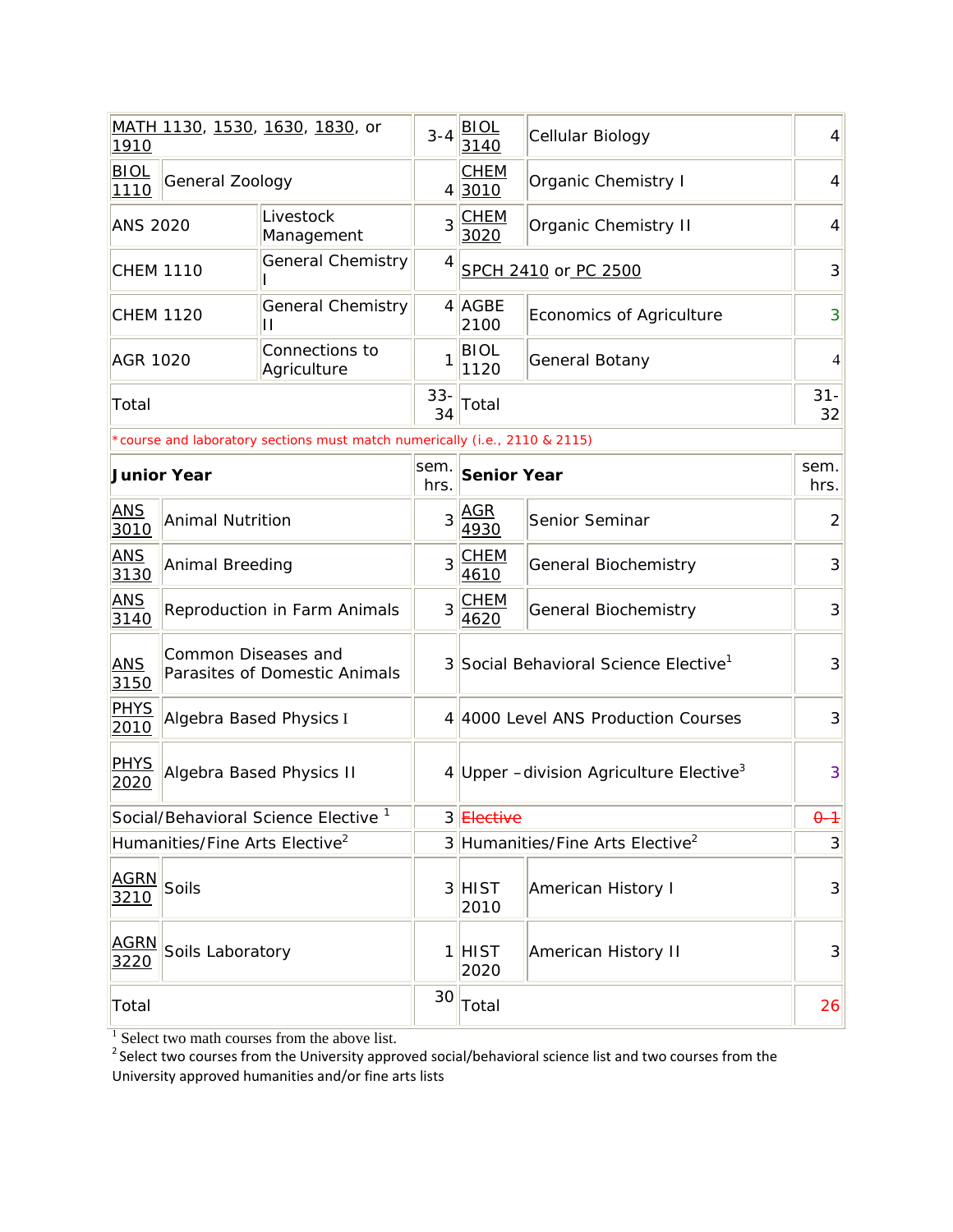| | | | | |
|---|---|---|---|---|
| MATH 1130, 1530, 1630, 1830, or 1910 | | 3-4 | BIOL 3140 Cellular Biology | 4 |
| BIOL 1110 | General Zoology | 4 | CHEM 3010 Organic Chemistry I | 4 |
| ANS 2020 | Livestock Management | 3 | CHEM 3020 Organic Chemistry II | 4 |
| CHEM 1110 | General Chemistry I | 4 | SPCH 2410 or PC 2500 | 3 |
| CHEM 1120 | General Chemistry II | 4 | AGBE 2100 Economics of Agriculture | 3 |
| AGR 1020 | Connections to Agriculture | 1 | BIOL 1120 General Botany | 4 |
| Total | | 33-34 | Total | 31-32 |
| *course and laboratory sections must match numerically (i.e., 2110 & 2115) | | | | |
| **Junior Year** | | sem. hrs. | **Senior Year** | sem. hrs. |
| ANS 3010 | Animal Nutrition | 3 | AGR 4930 Senior Seminar | 2 |
| ANS 3130 | Animal Breeding | 3 | CHEM 4610 General Biochemistry | 3 |
| ANS 3140 | Reproduction in Farm Animals | 3 | CHEM 4620 General Biochemistry | 3 |
| ANS 3150 | Common Diseases and Parasites of Domestic Animals | 3 | Social Behavioral Science Elective[1] | 3 |
| PHYS 2010 | Algebra Based Physics I | 4 | 4000 Level ANS Production Courses | 3 |
| PHYS 2020 | Algebra Based Physics II | 4 | Upper –division Agriculture Elective[3] | 3 |
| Social/Behavioral Science Elective [1] | | 3 | ~~Elective~~ | ~~0-1~~ |
| Humanities/Fine Arts Elective[2] | | 3 | Humanities/Fine Arts Elective[2] | 3 |
| AGRN 3210 | Soils | 3 | HIST 2010 American History I | 3 |
| AGRN 3220 | Soils Laboratory | 1 | HIST 2020 American History II | 3 |
| Total | | 30 | Total | 26 |

[1] Select two math courses from the above list.

[2] Select two courses from the University approved social/behavioral science list and two courses from the University approved humanities and/or fine arts lists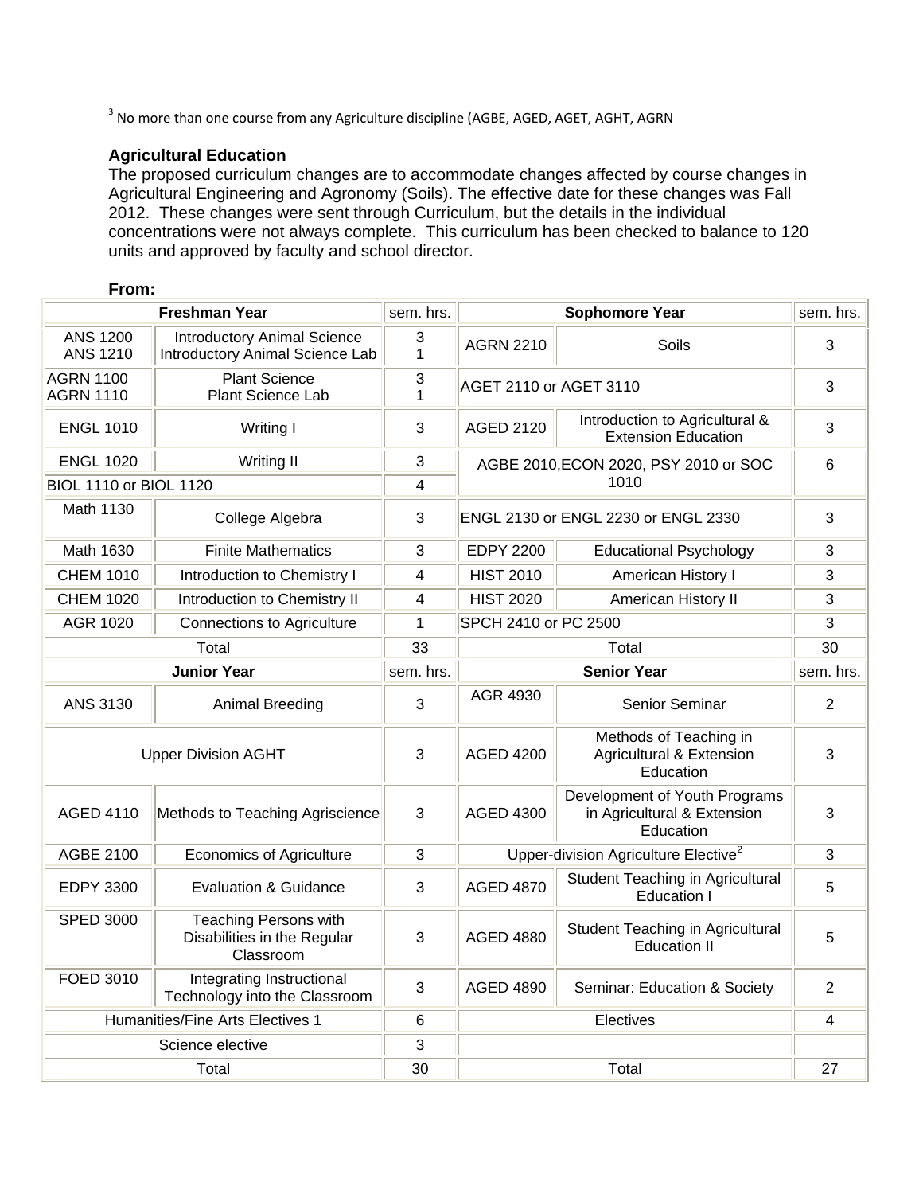[3] No more than one course from any Agriculture discipline (AGBE, AGED, AGET, AGHT, AGRN

**Agricultural Education**

The proposed curriculum changes are to accommodate changes affected by course changes in Agricultural Engineering and Agronomy (Soils). The effective date for these changes was Fall 2012. These changes were sent through Curriculum, but the details in the individual concentrations were not always complete. This curriculum has been checked to balance to 120 units and approved by faculty and school director.

**From:**

| **Freshman Year** | | sem. hrs. | **Sophomore Year** | | sem. hrs. |
|---|---|---|---|---|---|
| ANS 1200<br>ANS 1210 | Introductory Animal Science<br>Introductory Animal Science Lab | 3<br>1 | AGRN 2210 | Soils | 3 |
| AGRN 1100<br>AGRN 1110 | Plant Science<br>Plant Science Lab | 3<br>1 | AGET 2110 or AGET 3110 | | 3 |
| ENGL 1010 | Writing I | 3 | AGED 2120 | Introduction to Agricultural & Extension Education | 3 |
| ENGL 1020 | Writing II | 3 | AGBE 2010,ECON 2020, PSY 2010 or SOC 1010 | | 6 |
| BIOL 1110 or BIOL 1120 | | 4 | | | |
| Math 1130 | College Algebra | 3 | ENGL 2130 or ENGL 2230 or ENGL 2330 | | 3 |
| Math 1630 | Finite Mathematics | 3 | EDPY 2200 | Educational Psychology | 3 |
| CHEM 1010 | Introduction to Chemistry I | 4 | HIST 2010 | American History I | 3 |
| CHEM 1020 | Introduction to Chemistry II | 4 | HIST 2020 | American History II | 3 |
| AGR 1020 | Connections to Agriculture | 1 | SPCH 2410 or PC 2500 | | 3 |
| Total | | 33 | Total | | 30 |
| **Junior Year** | | sem. hrs. | **Senior Year** | | sem. hrs. |
| ANS 3130 | Animal Breeding | 3 | AGR 4930 | Senior Seminar | 2 |
| Upper Division AGHT | | 3 | AGED 4200 | Methods of Teaching in Agricultural & Extension Education | 3 |
| AGED 4110 | Methods to Teaching Agriscience | 3 | AGED 4300 | Development of Youth Programs in Agricultural & Extension Education | 3 |
| AGBE 2100 | Economics of Agriculture | 3 | Upper-division Agriculture Elective[2] | | 3 |
| EDPY 3300 | Evaluation & Guidance | 3 | AGED 4870 | Student Teaching in Agricultural Education I | 5 |
| SPED 3000 | Teaching Persons with Disabilities in the Regular Classroom | 3 | AGED 4880 | Student Teaching in Agricultural Education II | 5 |
| FOED 3010 | Integrating Instructional Technology into the Classroom | 3 | AGED 4890 | Seminar: Education & Society | 2 |
| Humanities/Fine Arts Electives 1 | | 6 | Electives | | 4 |
| Science elective | | 3 | | | |
| Total | | 30 | Total | | 27 |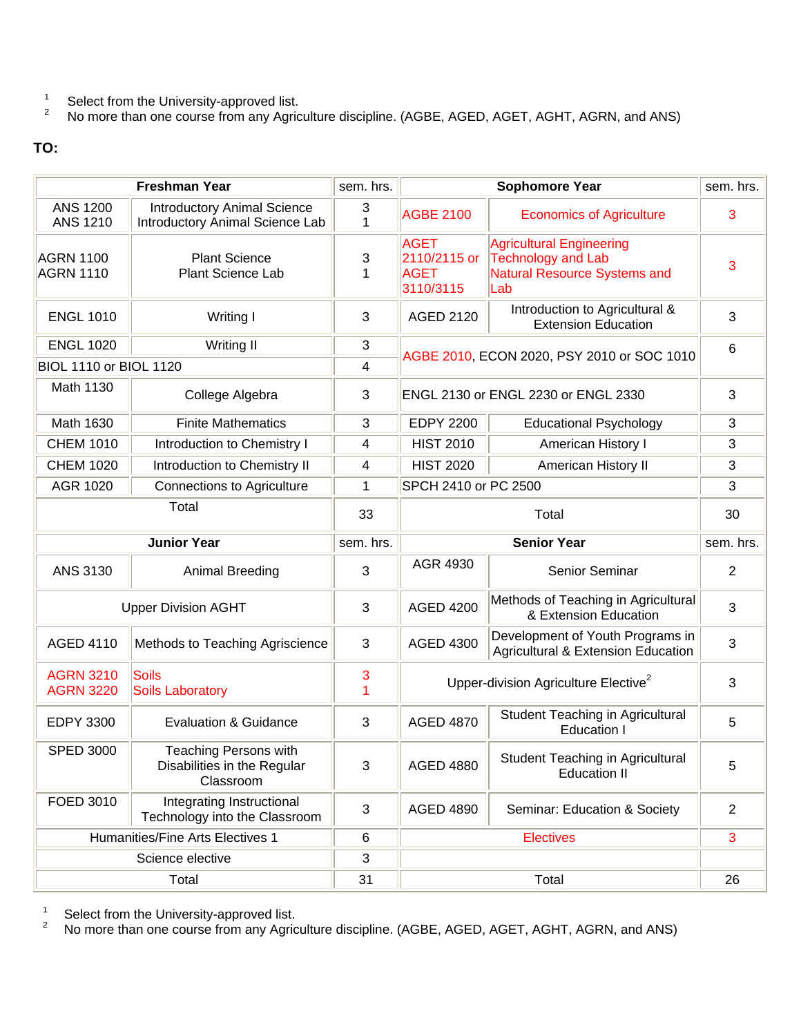1 Select from the University-approved list.
2 No more than one course from any Agriculture discipline. (AGBE, AGED, AGET, AGHT, AGRN, and ANS)

**TO:**

| Freshman Year | | sem. hrs. | Sophomore Year | | sem. hrs. |
|---|---|---|---|---|---|
| ANS 1200<br>ANS 1210 | Introductory Animal Science<br>Introductory Animal Science Lab | 3<br>1 | AGBE 2100 | Economics of Agriculture | 3 |
| AGRN 1100<br>AGRN 1110 | Plant Science<br>Plant Science Lab | 3<br>1 | AGET 2110/2115 or AGET 3110/3115 | Agricultural Engineering Technology and Lab<br>Natural Resource Systems and Lab | 3 |
| ENGL 1010 | Writing I | 3 | AGED 2120 | Introduction to Agricultural & Extension Education | 3 |
| ENGL 1020 | Writing II | 3 | AGBE 2010, ECON 2020, PSY 2010 or SOC 1010 | | 6 |
| BIOL 1110 or BIOL 1120 | | 4 | | | |
| Math 1130 | College Algebra | 3 | ENGL 2130 or ENGL 2230 or ENGL 2330 | | 3 |
| Math 1630 | Finite Mathematics | 3 | EDPY 2200 | Educational Psychology | 3 |
| CHEM 1010 | Introduction to Chemistry I | 4 | HIST 2010 | American History I | 3 |
| CHEM 1020 | Introduction to Chemistry II | 4 | HIST 2020 | American History II | 3 |
| AGR 1020 | Connections to Agriculture | 1 | SPCH 2410 or PC 2500 | | 3 |
| Total | | 33 | Total | | 30 |
| **Junior Year** | | sem. hrs. | **Senior Year** | | sem. hrs. |
| ANS 3130 | Animal Breeding | 3 | AGR 4930 | Senior Seminar | 2 |
| Upper Division AGHT | | 3 | AGED 4200 | Methods of Teaching in Agricultural & Extension Education | 3 |
| AGED 4110 | Methods to Teaching Agriscience | 3 | AGED 4300 | Development of Youth Programs in Agricultural & Extension Education | 3 |
| AGRN 3210<br>AGRN 3220 | Soils<br>Soils Laboratory | 3<br>1 | Upper-division Agriculture Elective[2] | | 3 |
| EDPY 3300 | Evaluation & Guidance | 3 | AGED 4870 | Student Teaching in Agricultural Education I | 5 |
| SPED 3000 | Teaching Persons with Disabilities in the Regular Classroom | 3 | AGED 4880 | Student Teaching in Agricultural Education II | 5 |
| FOED 3010 | Integrating Instructional Technology into the Classroom | 3 | AGED 4890 | Seminar: Education & Society | 2 |
| Humanities/Fine Arts Electives 1 | | 6 | Electives | | 3 |
| Science elective | | 3 | | | |
| Total | | 31 | Total | | 26 |

1 Select from the University-approved list.
2 No more than one course from any Agriculture discipline. (AGBE, AGED, AGET, AGHT, AGRN, and ANS)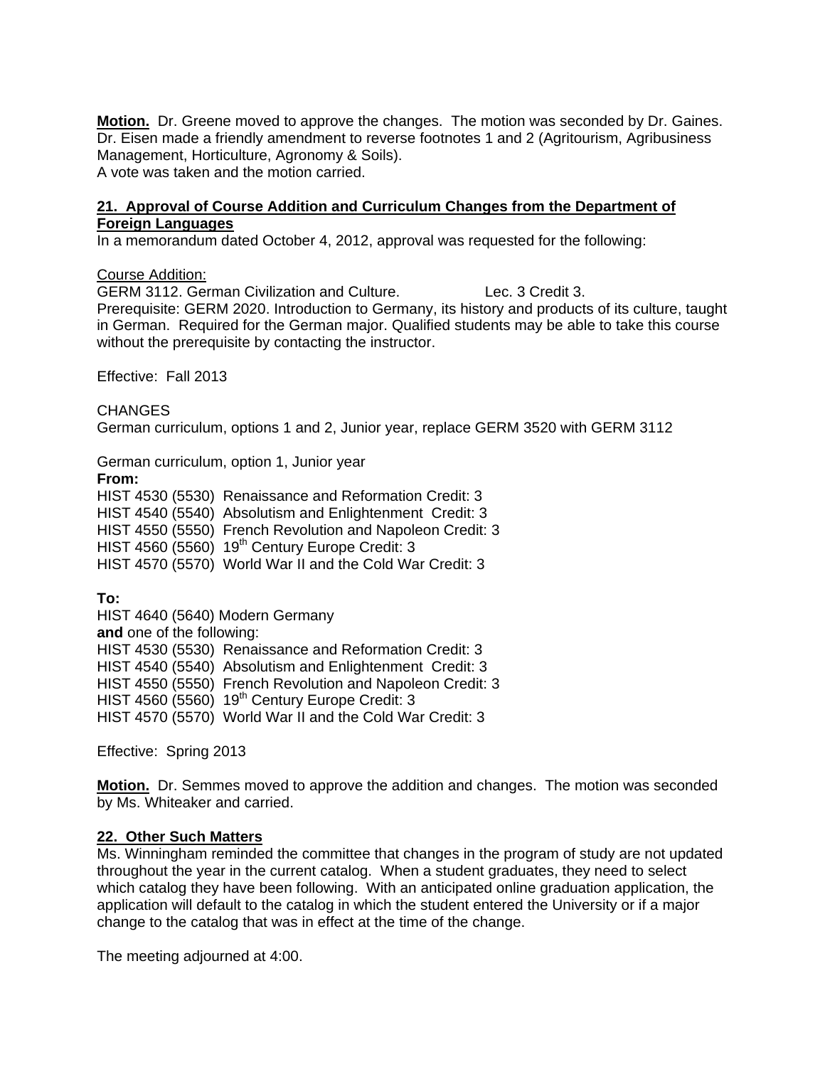**Motion.** Dr. Greene moved to approve the changes. The motion was seconded by Dr. Gaines. Dr. Eisen made a friendly amendment to reverse footnotes 1 and 2 (Agritourism, Agribusiness Management, Horticulture, Agronomy & Soils).
A vote was taken and the motion carried.

**21. Approval of Course Addition and Curriculum Changes from the Department of Foreign Languages**

In a memorandum dated October 4, 2012, approval was requested for the following:

Course Addition:
GERM 3112. German Civilization and Culture. Lec. 3 Credit 3.
Prerequisite: GERM 2020. Introduction to Germany, its history and products of its culture, taught in German. Required for the German major. Qualified students may be able to take this course without the prerequisite by contacting the instructor.

Effective: Fall 2013

CHANGES
German curriculum, options 1 and 2, Junior year, replace GERM 3520 with GERM 3112

German curriculum, option 1, Junior year
**From:**
HIST 4530 (5530) Renaissance and Reformation Credit: 3
HIST 4540 (5540) Absolutism and Enlightenment Credit: 3
HIST 4550 (5550) French Revolution and Napoleon Credit: 3
HIST 4560 (5560) 19th Century Europe Credit: 3
HIST 4570 (5570) World War II and the Cold War Credit: 3

**To:**
HIST 4640 (5640) Modern Germany
**and** one of the following:
HIST 4530 (5530) Renaissance and Reformation Credit: 3
HIST 4540 (5540) Absolutism and Enlightenment Credit: 3
HIST 4550 (5550) French Revolution and Napoleon Credit: 3
HIST 4560 (5560) 19th Century Europe Credit: 3
HIST 4570 (5570) World War II and the Cold War Credit: 3

Effective: Spring 2013

**Motion.** Dr. Semmes moved to approve the addition and changes. The motion was seconded by Ms. Whiteaker and carried.

**22. Other Such Matters**

Ms. Winningham reminded the committee that changes in the program of study are not updated throughout the year in the current catalog. When a student graduates, they need to select which catalog they have been following. With an anticipated online graduation application, the application will default to the catalog in which the student entered the University or if a major change to the catalog that was in effect at the time of the change.

The meeting adjourned at 4:00.